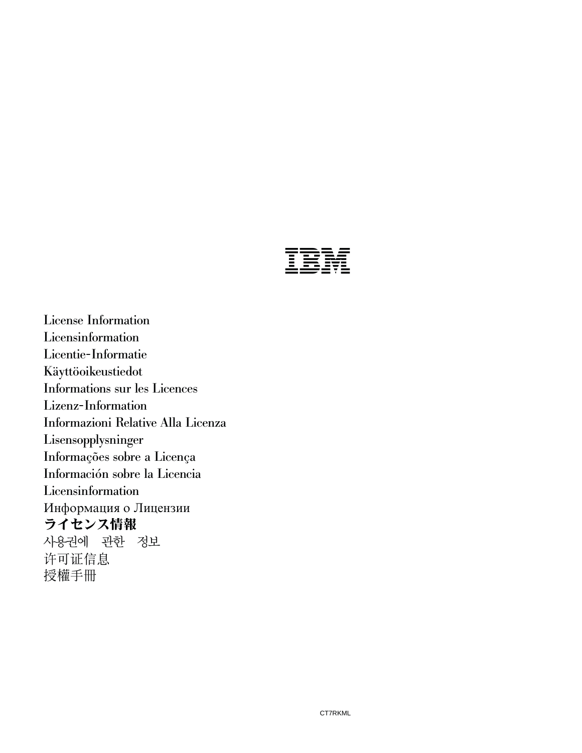IBM

License Information
Licensinformation
Licentie-Informatie
Käyttöoikeustiedot
Informations sur les Licences
Lizenz-Information
Informazioni Relative Alla Licenza
Lisensopplysninger
Informações sobre a Licença
Información sobre la Licencia
Licensinformation
Информация о Лицензии
**ライセンス情報**
사용권에 관한 정보
许可证信息
授權手冊

CT7RKML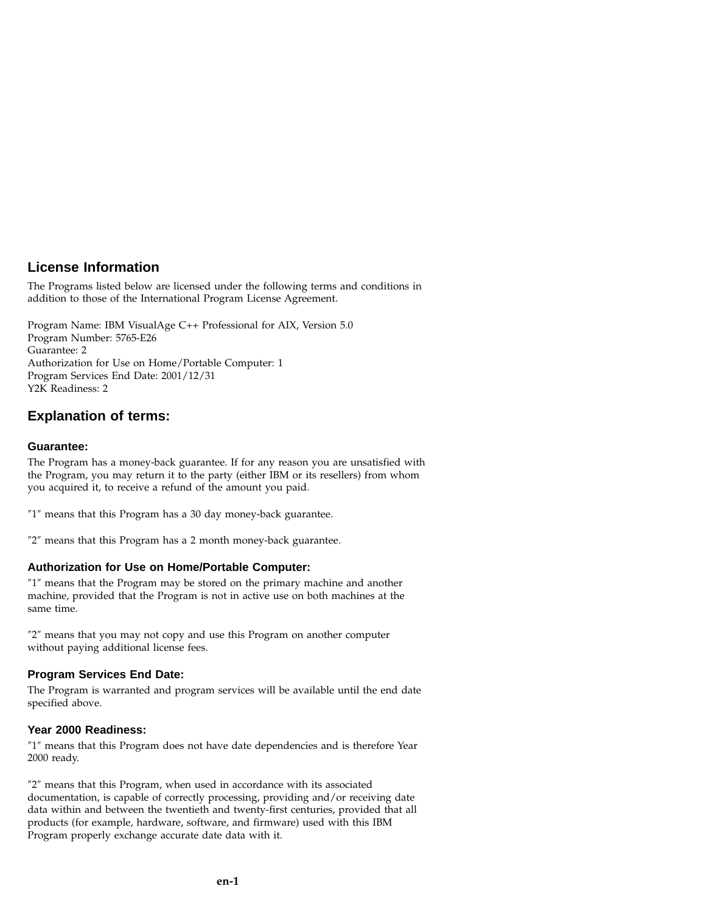## License Information

The Programs listed below are licensed under the following terms and conditions in addition to those of the International Program License Agreement.

Program Name: IBM VisualAge C++ Professional for AIX, Version 5.0
Program Number: 5765-E26
Guarantee: 2
Authorization for Use on Home/Portable Computer: 1
Program Services End Date: 2001/12/31
Y2K Readiness: 2

## Explanation of terms:

### Guarantee:

The Program has a money-back guarantee. If for any reason you are unsatisfied with the Program, you may return it to the party (either IBM or its resellers) from whom you acquired it, to receive a refund of the amount you paid.

"1" means that this Program has a 30 day money-back guarantee.

"2" means that this Program has a 2 month money-back guarantee.

### Authorization for Use on Home/Portable Computer:

"1" means that the Program may be stored on the primary machine and another machine, provided that the Program is not in active use on both machines at the same time.

"2" means that you may not copy and use this Program on another computer without paying additional license fees.

### Program Services End Date:

The Program is warranted and program services will be available until the end date specified above.

### Year 2000 Readiness:

"1" means that this Program does not have date dependencies and is therefore Year 2000 ready.

"2" means that this Program, when used in accordance with its associated documentation, is capable of correctly processing, providing and/or receiving date data within and between the twentieth and twenty-first centuries, provided that all products (for example, hardware, software, and firmware) used with this IBM Program properly exchange accurate date data with it.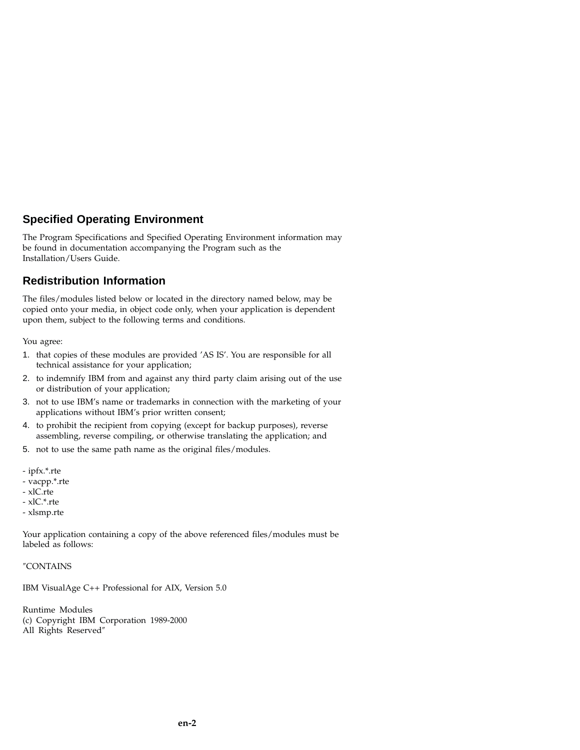## Specified Operating Environment

The Program Specifications and Specified Operating Environment information may be found in documentation accompanying the Program such as the Installation/Users Guide.

## Redistribution Information

The files/modules listed below or located in the directory named below, may be copied onto your media, in object code only, when your application is dependent upon them, subject to the following terms and conditions.

You agree:

1. that copies of these modules are provided 'AS IS'. You are responsible for all technical assistance for your application;
2. to indemnify IBM from and against any third party claim arising out of the use or distribution of your application;
3. not to use IBM's name or trademarks in connection with the marketing of your applications without IBM's prior written consent;
4. to prohibit the recipient from copying (except for backup purposes), reverse assembling, reverse compiling, or otherwise translating the application; and
5. not to use the same path name as the original files/modules.

- ipfx.*.rte
- vacpp.*.rte
- xlC.rte
- xlC.*.rte
- xlsmp.rte

Your application containing a copy of the above referenced files/modules must be labeled as follows:

"CONTAINS

IBM VisualAge C++ Professional for AIX, Version 5.0

Runtime Modules
(c) Copyright IBM Corporation 1989-2000
All Rights Reserved"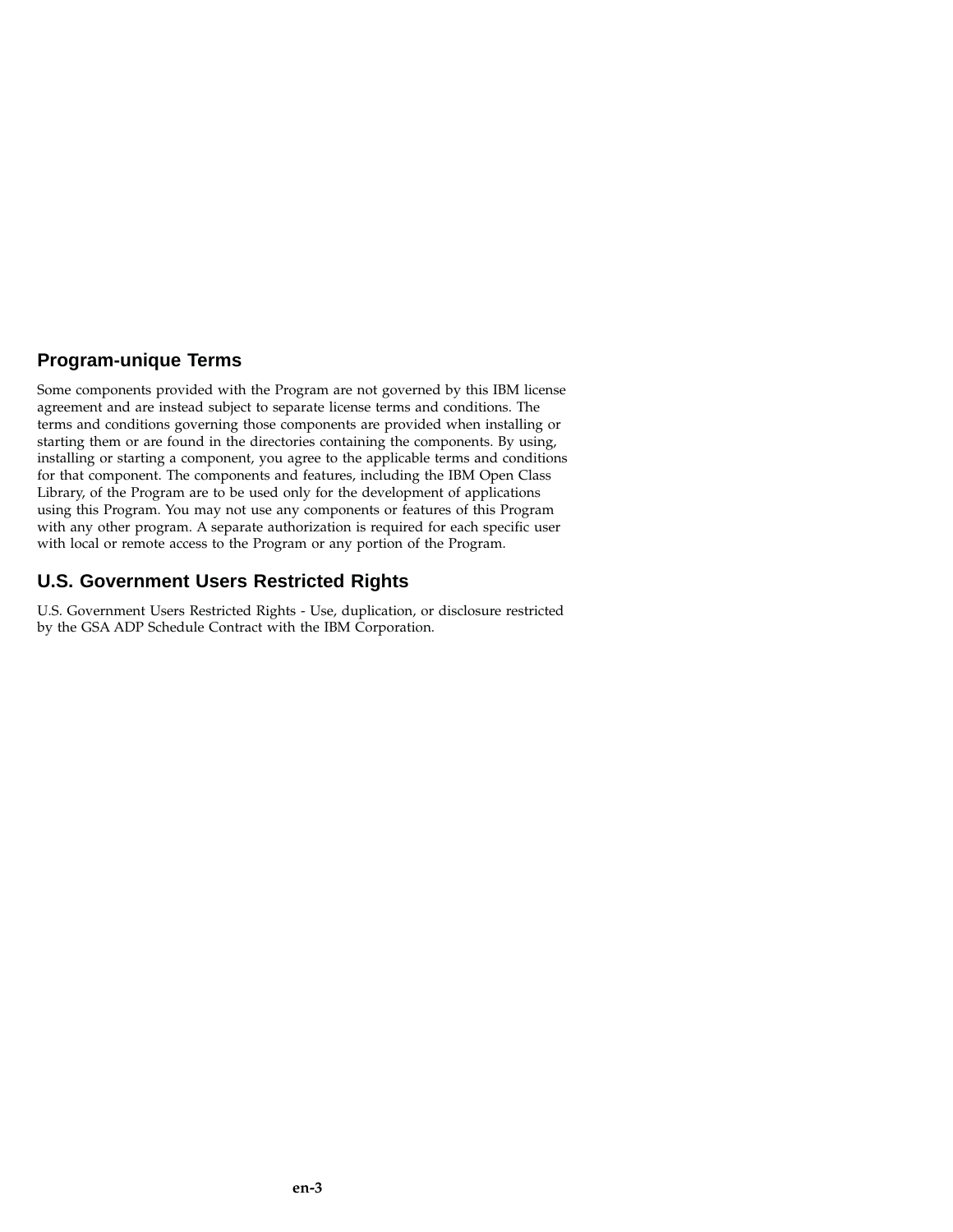## Program-unique Terms

Some components provided with the Program are not governed by this IBM license agreement and are instead subject to separate license terms and conditions. The terms and conditions governing those components are provided when installing or starting them or are found in the directories containing the components. By using, installing or starting a component, you agree to the applicable terms and conditions for that component. The components and features, including the IBM Open Class Library, of the Program are to be used only for the development of applications using this Program. You may not use any components or features of this Program with any other program. A separate authorization is required for each specific user with local or remote access to the Program or any portion of the Program.

## U.S. Government Users Restricted Rights

U.S. Government Users Restricted Rights - Use, duplication, or disclosure restricted by the GSA ADP Schedule Contract with the IBM Corporation.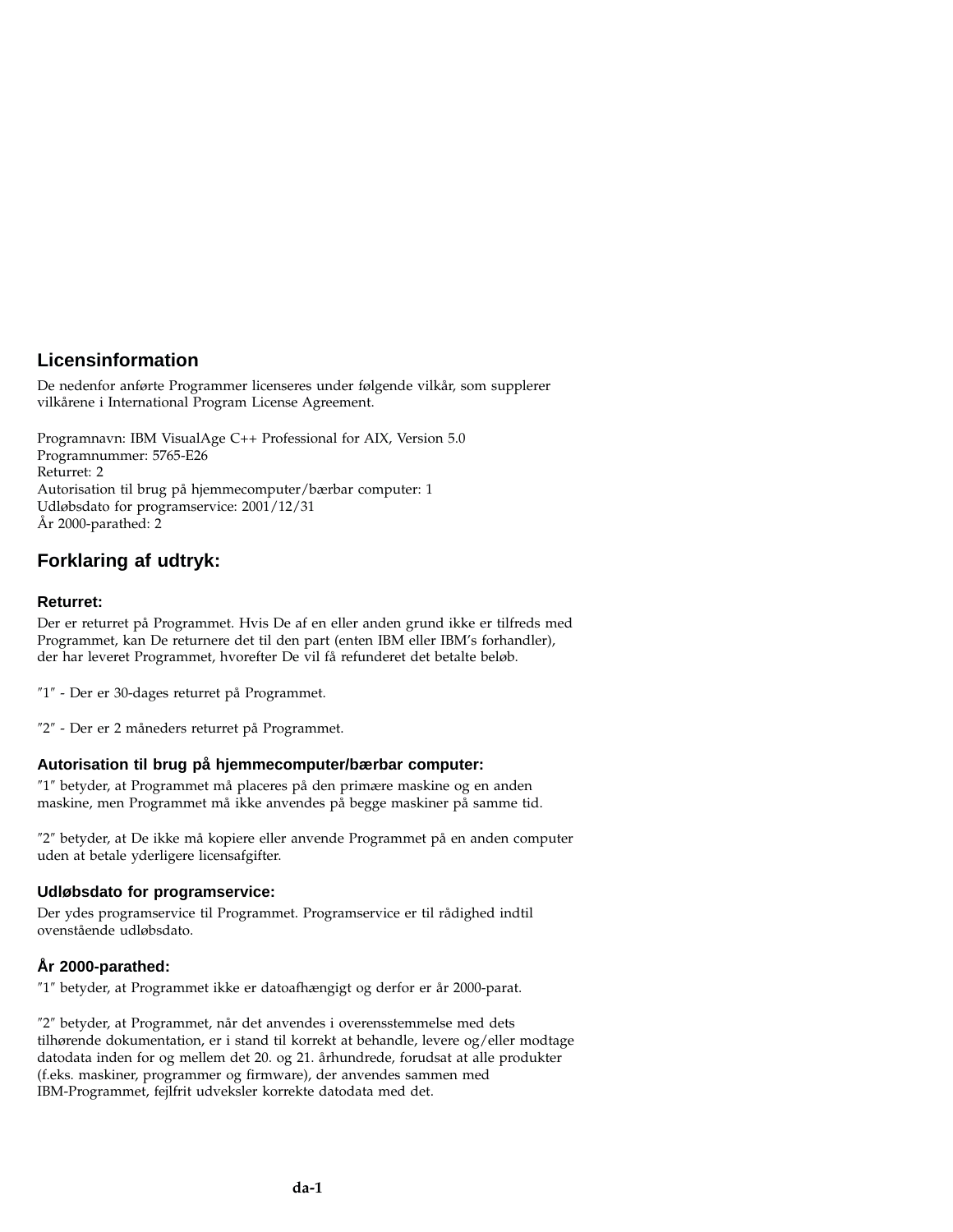## Licensinformation

De nedenfor anførte Programmer licenseres under følgende vilkår, som supplerer vilkårene i International Program License Agreement.

Programnavn: IBM VisualAge C++ Professional for AIX, Version 5.0
Programnummer: 5765-E26
Returret: 2
Autorisation til brug på hjemmecomputer/bærbar computer: 1
Udløbsdato for programservice: 2001/12/31
År 2000-parathed: 2

## Forklaring af udtryk:

### Returret:

Der er returret på Programmet. Hvis De af en eller anden grund ikke er tilfreds med Programmet, kan De returnere det til den part (enten IBM eller IBM's forhandler), der har leveret Programmet, hvorefter De vil få refunderet det betalte beløb.

″1″ - Der er 30-dages returret på Programmet.

″2″ - Der er 2 måneders returret på Programmet.

### Autorisation til brug på hjemmecomputer/bærbar computer:

″1″ betyder, at Programmet må placeres på den primære maskine og en anden maskine, men Programmet må ikke anvendes på begge maskiner på samme tid.

″2″ betyder, at De ikke må kopiere eller anvende Programmet på en anden computer uden at betale yderligere licensafgifter.

### Udløbsdato for programservice:

Der ydes programservice til Programmet. Programservice er til rådighed indtil ovenstående udløbsdato.

### År 2000-parathed:

″1″ betyder, at Programmet ikke er datoafhængigt og derfor er år 2000-parat.

″2″ betyder, at Programmet, når det anvendes i overensstemmelse med dets tilhørende dokumentation, er i stand til korrekt at behandle, levere og/eller modtage datodata inden for og mellem det 20. og 21. århundrede, forudsat at alle produkter (f.eks. maskiner, programmer og firmware), der anvendes sammen med IBM-Programmet, fejlfrit udveksler korrekte datodata med det.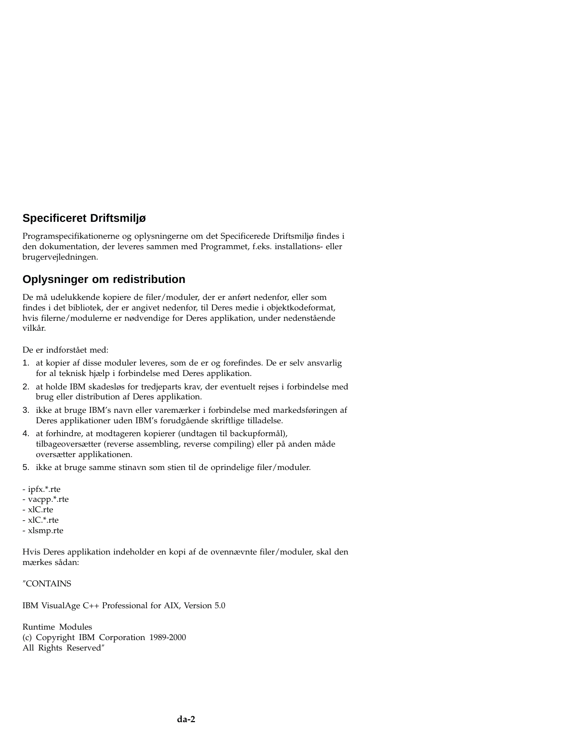## Specificeret Driftsmiljø

Programspecifikationerne og oplysningerne om det Specificerede Driftsmiljø findes i den dokumentation, der leveres sammen med Programmet, f.eks. installations- eller brugervejledningen.

## Oplysninger om redistribution

De må udelukkende kopiere de filer/moduler, der er anført nedenfor, eller som findes i det bibliotek, der er angivet nedenfor, til Deres medie i objektkodeformat, hvis filerne/modulerne er nødvendige for Deres applikation, under nedenstående vilkår.

De er indforstået med:

1. at kopier af disse moduler leveres, som de er og forefindes. De er selv ansvarlig for al teknisk hjælp i forbindelse med Deres applikation.
2. at holde IBM skadesløs for tredjeparts krav, der eventuelt rejses i forbindelse med brug eller distribution af Deres applikation.
3. ikke at bruge IBM's navn eller varemærker i forbindelse med markedsføringen af Deres applikationer uden IBM's forudgående skriftlige tilladelse.
4. at forhindre, at modtageren kopierer (undtagen til backupformål), tilbageoversætter (reverse assembling, reverse compiling) eller på anden måde oversætter applikationen.
5. ikke at bruge samme stinavn som stien til de oprindelige filer/moduler.

- ipfx.*.rte
- vacpp.*.rte
- xlC.rte
- xlC.*.rte
- xlsmp.rte

Hvis Deres applikation indeholder en kopi af de ovennævnte filer/moduler, skal den mærkes sådan:

"CONTAINS

IBM VisualAge C++ Professional for AIX, Version 5.0

Runtime Modules
(c) Copyright IBM Corporation 1989-2000
All Rights Reserved"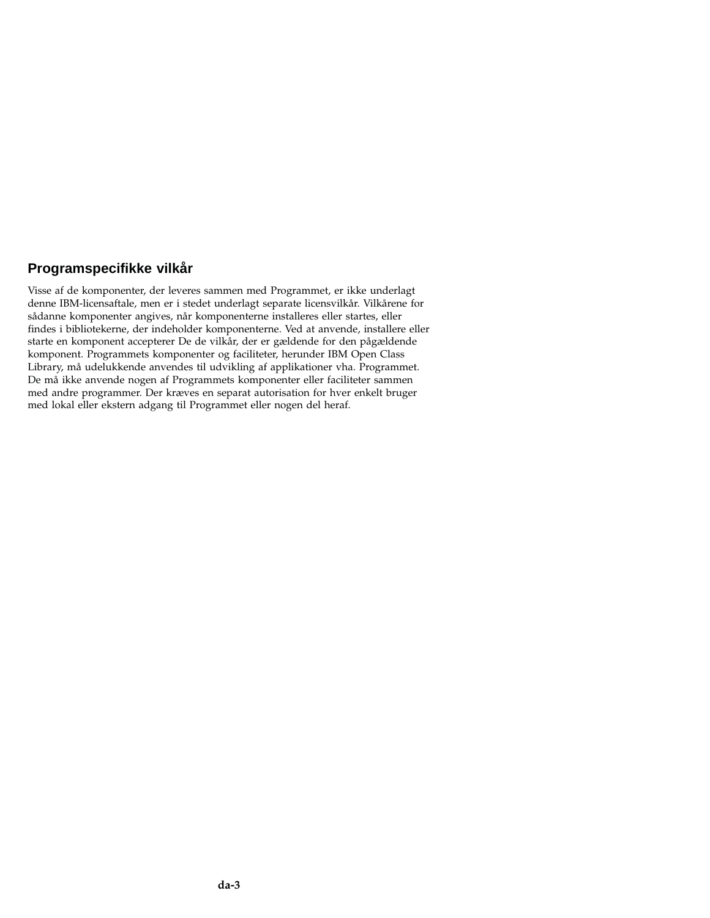## Programspecifikke vilkår

Visse af de komponenter, der leveres sammen med Programmet, er ikke underlagt denne IBM-licensaftale, men er i stedet underlagt separate licensvilkår. Vilkårene for sådanne komponenter angives, når komponenterne installeres eller startes, eller findes i bibliotekerne, der indeholder komponenterne. Ved at anvende, installere eller starte en komponent accepterer De de vilkår, der er gældende for den pågældende komponent. Programmets komponenter og faciliteter, herunder IBM Open Class Library, må udelukkende anvendes til udvikling af applikationer vha. Programmet. De må ikke anvende nogen af Programmets komponenter eller faciliteter sammen med andre programmer. Der kræves en separat autorisation for hver enkelt bruger med lokal eller ekstern adgang til Programmet eller nogen del heraf.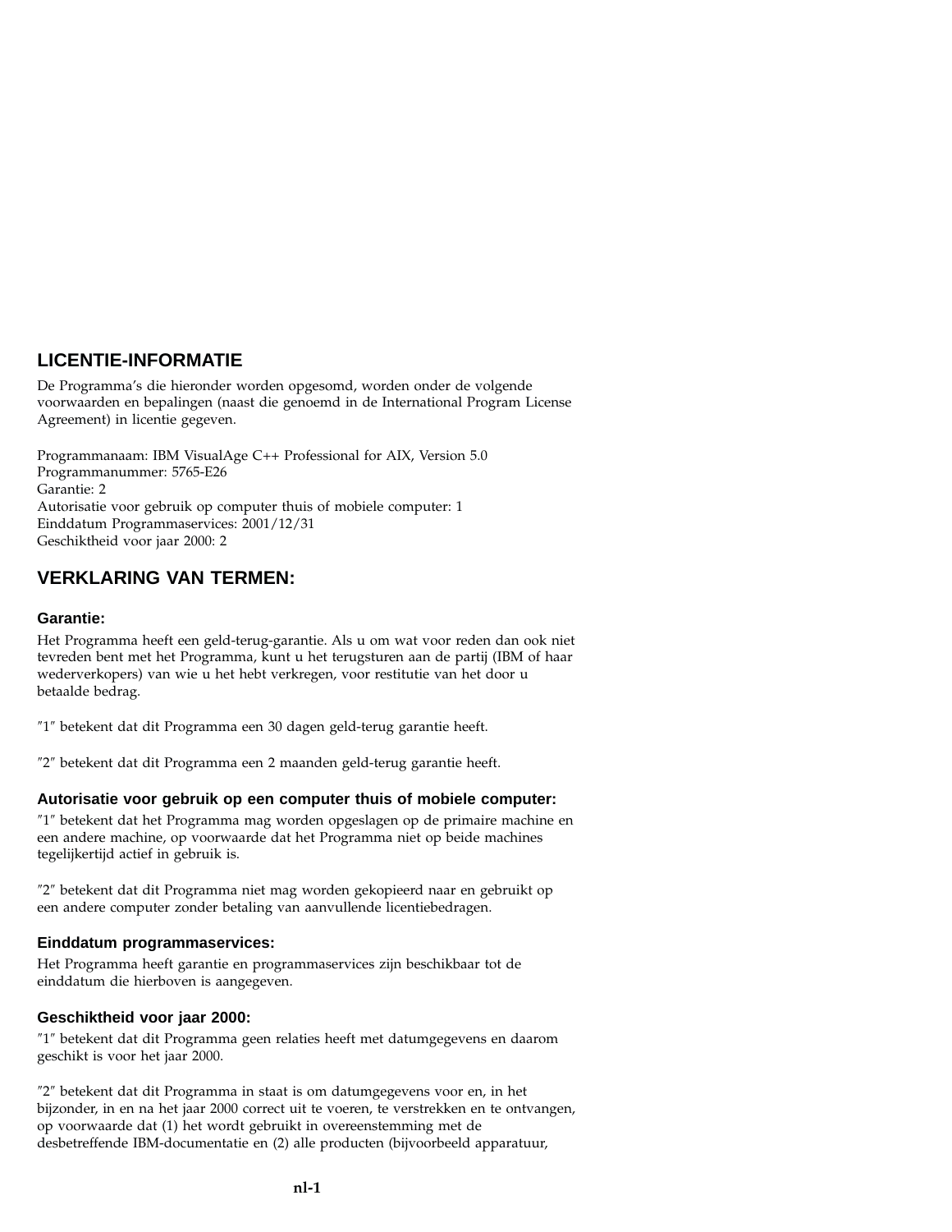## LICENTIE-INFORMATIE

De Programma's die hieronder worden opgesomd, worden onder de volgende voorwaarden en bepalingen (naast die genoemd in de International Program License Agreement) in licentie gegeven.

Programmanaam: IBM VisualAge C++ Professional for AIX, Version 5.0
Programmanummer: 5765-E26
Garantie: 2
Autorisatie voor gebruik op computer thuis of mobiele computer: 1
Einddatum Programmaservices: 2001/12/31
Geschiktheid voor jaar 2000: 2

## VERKLARING VAN TERMEN:

### Garantie:

Het Programma heeft een geld-terug-garantie. Als u om wat voor reden dan ook niet tevreden bent met het Programma, kunt u het terugsturen aan de partij (IBM of haar wederverkopers) van wie u het hebt verkregen, voor restitutie van het door u betaalde bedrag.

″1″ betekent dat dit Programma een 30 dagen geld-terug garantie heeft.

″2″ betekent dat dit Programma een 2 maanden geld-terug garantie heeft.

### Autorisatie voor gebruik op een computer thuis of mobiele computer:

″1″ betekent dat het Programma mag worden opgeslagen op de primaire machine en een andere machine, op voorwaarde dat het Programma niet op beide machines tegelijkertijd actief in gebruik is.

″2″ betekent dat dit Programma niet mag worden gekopieerd naar en gebruikt op een andere computer zonder betaling van aanvullende licentiebedragen.

### Einddatum programmaservices:

Het Programma heeft garantie en programmaservices zijn beschikbaar tot de einddatum die hierboven is aangegeven.

### Geschiktheid voor jaar 2000:

″1″ betekent dat dit Programma geen relaties heeft met datumgegevens en daarom geschikt is voor het jaar 2000.

″2″ betekent dat dit Programma in staat is om datumgegevens voor en, in het bijzonder, in en na het jaar 2000 correct uit te voeren, te verstrekken en te ontvangen, op voorwaarde dat (1) het wordt gebruikt in overeenstemming met de desbetreffende IBM-documentatie en (2) alle producten (bijvoorbeeld apparatuur,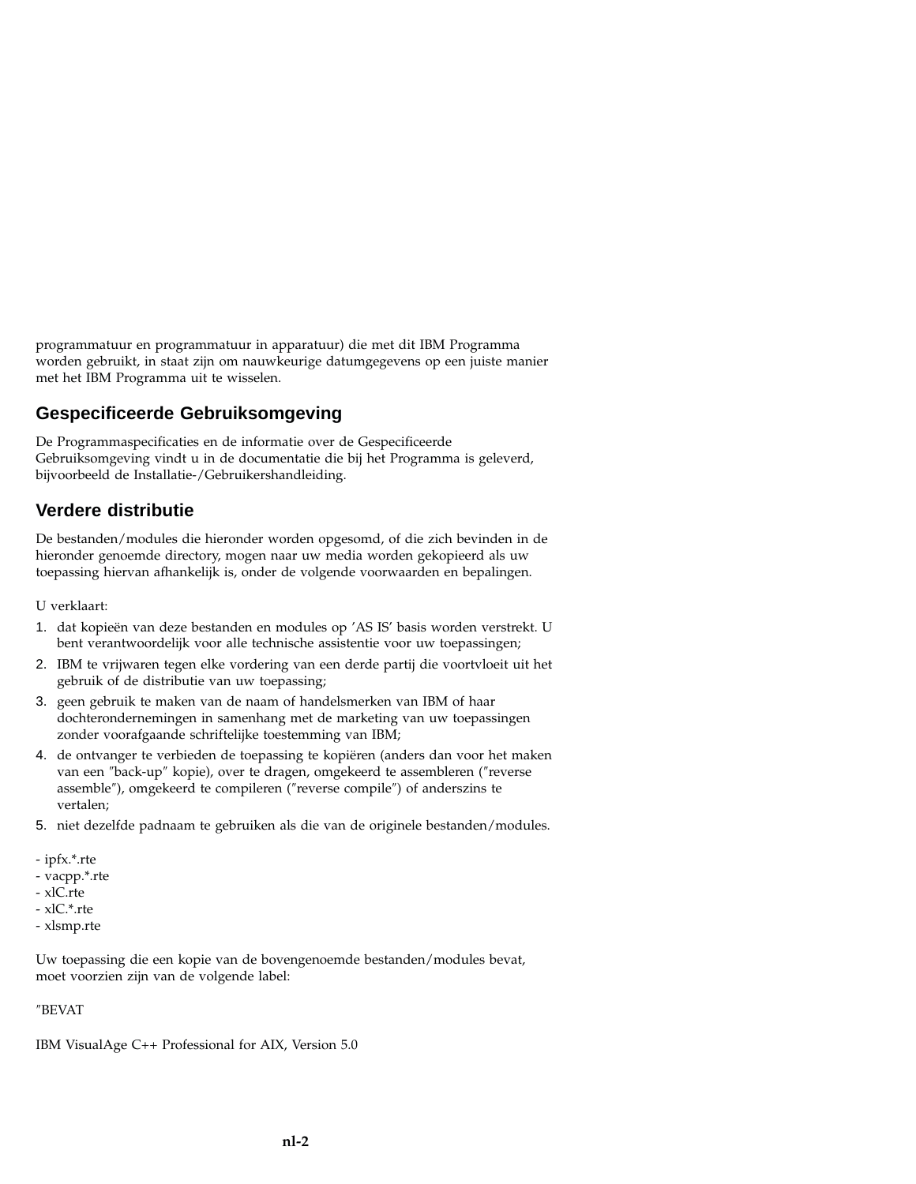programmatuur en programmatuur in apparatuur) die met dit IBM Programma worden gebruikt, in staat zijn om nauwkeurige datumgegevens op een juiste manier met het IBM Programma uit te wisselen.

## Gespecificeerde Gebruiksomgeving

De Programmaspecificaties en de informatie over de Gespecificeerde Gebruiksomgeving vindt u in de documentatie die bij het Programma is geleverd, bijvoorbeeld de Installatie-/Gebruikershandleiding.

## Verdere distributie

De bestanden/modules die hieronder worden opgesomd, of die zich bevinden in de hieronder genoemde directory, mogen naar uw media worden gekopieerd als uw toepassing hiervan afhankelijk is, onder de volgende voorwaarden en bepalingen.

U verklaart:

1. dat kopieën van deze bestanden en modules op 'AS IS' basis worden verstrekt. U bent verantwoordelijk voor alle technische assistentie voor uw toepassingen;
2. IBM te vrijwaren tegen elke vordering van een derde partij die voortvloeit uit het gebruik of de distributie van uw toepassing;
3. geen gebruik te maken van de naam of handelsmerken van IBM of haar dochterondernemingen in samenhang met de marketing van uw toepassingen zonder voorafgaande schriftelijke toestemming van IBM;
4. de ontvanger te verbieden de toepassing te kopiëren (anders dan voor het maken van een "back-up" kopie), over te dragen, omgekeerd te assembleren ("reverse assemble"), omgekeerd te compileren ("reverse compile") of anderszins te vertalen;
5. niet dezelfde padnaam te gebruiken als die van de originele bestanden/modules.

- ipfx.*.rte
- vacpp.*.rte
- xlC.rte
- xlC.*.rte
- xlsmp.rte

Uw toepassing die een kopie van de bovengenoemde bestanden/modules bevat, moet voorzien zijn van de volgende label:

"BEVAT

IBM VisualAge C++ Professional for AIX, Version 5.0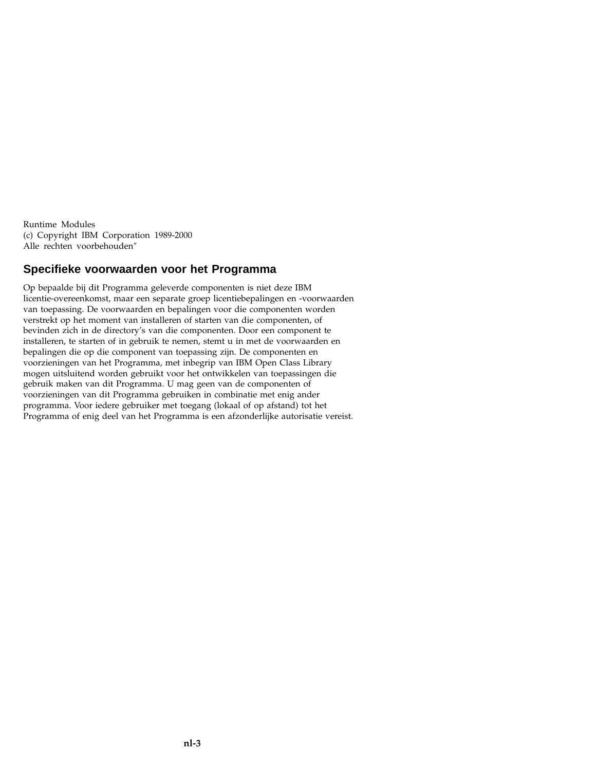Runtime Modules
(c) Copyright IBM Corporation 1989-2000
Alle rechten voorbehouden"

## Specifieke voorwaarden voor het Programma

Op bepaalde bij dit Programma geleverde componenten is niet deze IBM licentie-overeenkomst, maar een separate groep licentiebepalingen en -voorwaarden van toepassing. De voorwaarden en bepalingen voor die componenten worden verstrekt op het moment van installeren of starten van die componenten, of bevinden zich in de directory's van die componenten. Door een component te installeren, te starten of in gebruik te nemen, stemt u in met de voorwaarden en bepalingen die op die component van toepassing zijn. De componenten en voorzieningen van het Programma, met inbegrip van IBM Open Class Library mogen uitsluitend worden gebruikt voor het ontwikkelen van toepassingen die gebruik maken van dit Programma. U mag geen van de componenten of voorzieningen van dit Programma gebruiken in combinatie met enig ander programma. Voor iedere gebruiker met toegang (lokaal of op afstand) tot het Programma of enig deel van het Programma is een afzonderlijke autorisatie vereist.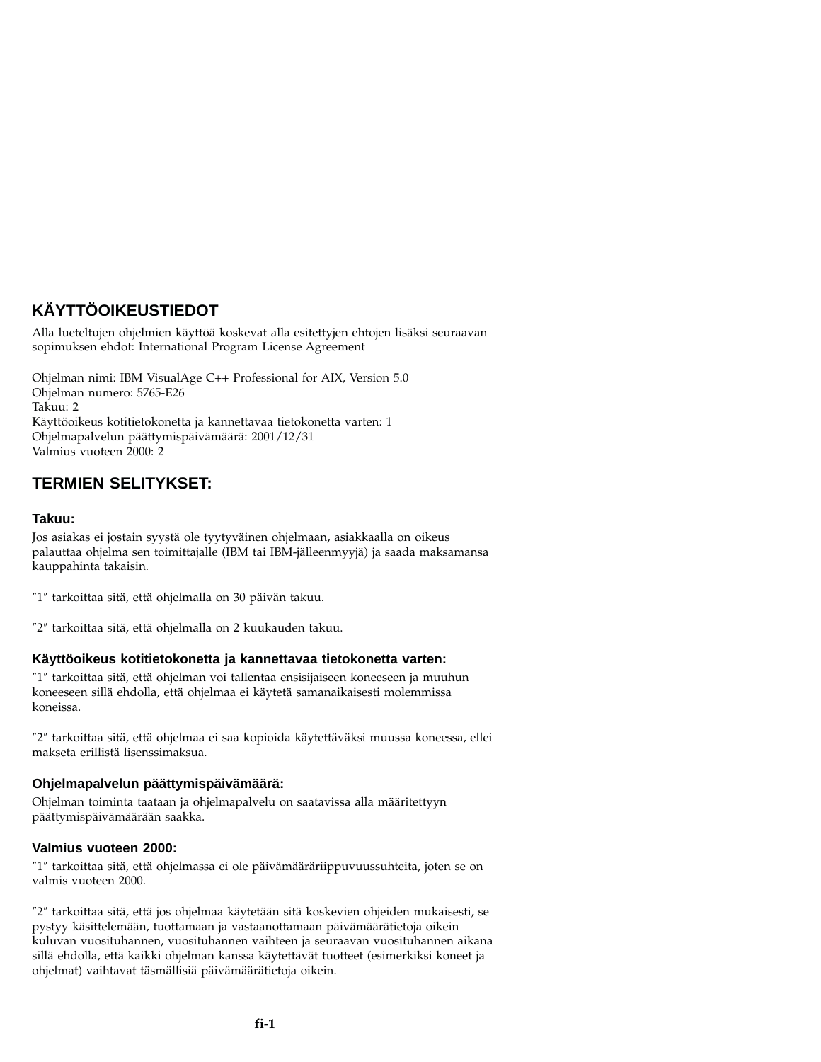## KÄYTTÖOIKEUSTIEDOT

Alla lueteltujen ohjelmien käyttöä koskevat alla esitettyjen ehtojen lisäksi seuraavan sopimuksen ehdot: International Program License Agreement

Ohjelman nimi: IBM VisualAge C++ Professional for AIX, Version 5.0
Ohjelman numero: 5765-E26
Takuu: 2
Käyttöoikeus kotitietokonetta ja kannettavaa tietokonetta varten: 1
Ohjelmapalvelun päättymispäivämäärä: 2001/12/31
Valmius vuoteen 2000: 2

## TERMIEN SELITYKSET:

### Takuu:

Jos asiakas ei jostain syystä ole tyytyväinen ohjelmaan, asiakkaalla on oikeus palauttaa ohjelma sen toimittajalle (IBM tai IBM-jälleenmyyjä) ja saada maksamansa kauppahinta takaisin.

″1″ tarkoittaa sitä, että ohjelmalla on 30 päivän takuu.

″2″ tarkoittaa sitä, että ohjelmalla on 2 kuukauden takuu.

### Käyttöoikeus kotitietokonetta ja kannettavaa tietokonetta varten:

″1″ tarkoittaa sitä, että ohjelman voi tallentaa ensisijaiseen koneeseen ja muuhun koneeseen sillä ehdolla, että ohjelmaa ei käytetä samanaikaisesti molemmissa koneissa.

″2″ tarkoittaa sitä, että ohjelmaa ei saa kopioida käytettäväksi muussa koneessa, ellei makseta erillistä lisenssimaksua.

### Ohjelmapalvelun päättymispäivämäärä:

Ohjelman toiminta taataan ja ohjelmapalvelu on saatavissa alla määritettyyn päättymispäivämäärään saakka.

### Valmius vuoteen 2000:

″1″ tarkoittaa sitä, että ohjelmassa ei ole päivämääräriippuvuussuhteita, joten se on valmis vuoteen 2000.

″2″ tarkoittaa sitä, että jos ohjelmaa käytetään sitä koskevien ohjeiden mukaisesti, se pystyy käsittelemään, tuottamaan ja vastaanottamaan päivämäärätietoja oikein kuluvan vuosituhannen, vuosituhannen vaihteen ja seuraavan vuosituhannen aikana sillä ehdolla, että kaikki ohjelman kanssa käytettävät tuotteet (esimerkiksi koneet ja ohjelmat) vaihtavat täsmällisiä päivämäärätietoja oikein.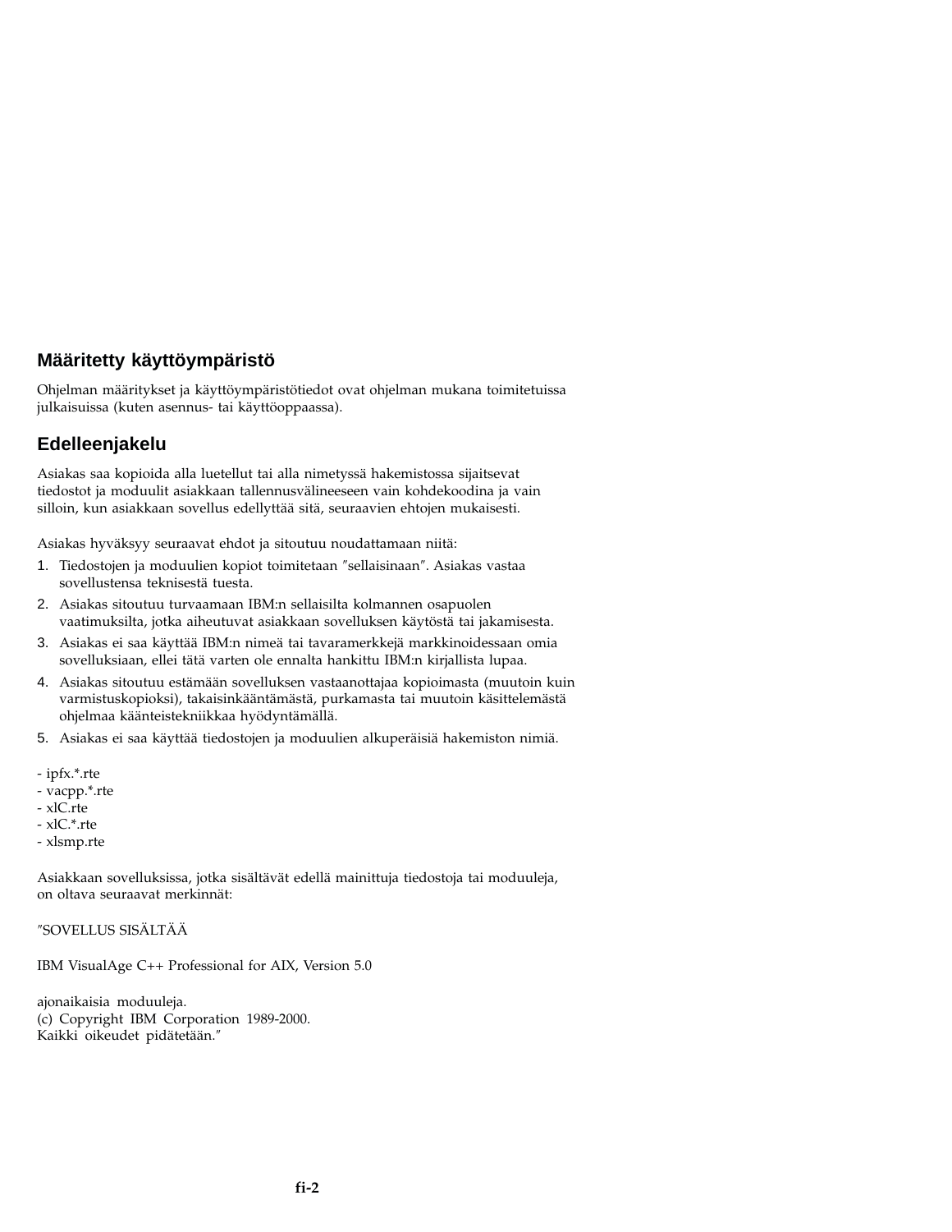## Määritetty käyttöympäristö

Ohjelman määritykset ja käyttöympäristötiedot ovat ohjelman mukana toimitetuissa julkaisuissa (kuten asennus- tai käyttöoppaassa).

## Edelleenjakelu

Asiakas saa kopioida alla luetellut tai alla nimetyssä hakemistossa sijaitsevat tiedostot ja moduulit asiakkaan tallennusvälineeseen vain kohdekoodina ja vain silloin, kun asiakkaan sovellus edellyttää sitä, seuraavien ehtojen mukaisesti.

Asiakas hyväksyy seuraavat ehdot ja sitoutuu noudattamaan niitä:

1. Tiedostojen ja moduulien kopiot toimitetaan ″sellaisinaan″. Asiakas vastaa sovellustensa teknisestä tuesta.
2. Asiakas sitoutuu turvaamaan IBM:n sellaisilta kolmannen osapuolen vaatimuksilta, jotka aiheutuvat asiakkaan sovelluksen käytöstä tai jakamisesta.
3. Asiakas ei saa käyttää IBM:n nimeä tai tavaramerkkejä markkinoidessaan omia sovelluksiaan, ellei tätä varten ole ennalta hankittu IBM:n kirjallista lupaa.
4. Asiakas sitoutuu estämään sovelluksen vastaanottajaa kopioimasta (muutoin kuin varmistuskopioksi), takaisinkääntämästä, purkamasta tai muutoin käsittelemästä ohjelmaa käänteistekniikkaa hyödyntämällä.
5. Asiakas ei saa käyttää tiedostojen ja moduulien alkuperäisiä hakemiston nimiä.

- ipfx.*.rte
- vacpp.*.rte
- xlC.rte
- xlC.*.rte
- xlsmp.rte

Asiakkaan sovelluksissa, jotka sisältävät edellä mainittuja tiedostoja tai moduuleja, on oltava seuraavat merkinnät:

″SOVELLUS SISÄLTÄÄ

IBM VisualAge C++ Professional for AIX, Version 5.0

ajonaikaisia moduuleja.
(c) Copyright IBM Corporation 1989-2000.
Kaikki oikeudet pidätetään.″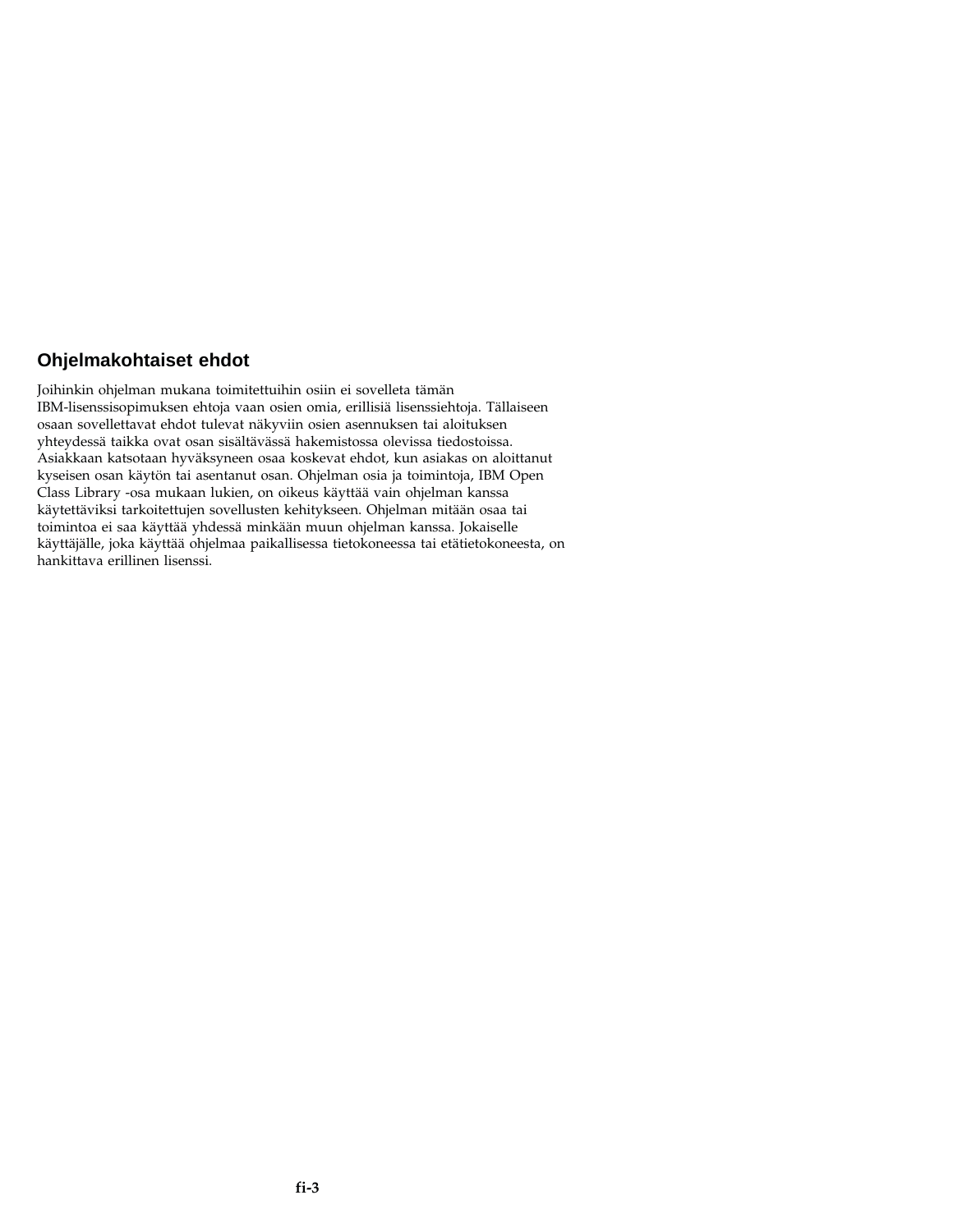## Ohjelmakohtaiset ehdot

Joihinkin ohjelman mukana toimitettuihin osiin ei sovelleta tämän IBM-lisenssisopimuksen ehtoja vaan osien omia, erillisiä lisenssiehtoja. Tällaiseen osaan sovellettavat ehdot tulevat näkyviin osien asennuksen tai aloituksen yhteydessä taikka ovat osan sisältävässä hakemistossa olevissa tiedostoissa. Asiakkaan katsotaan hyväksyneen osaa koskevat ehdot, kun asiakas on aloittanut kyseisen osan käytön tai asentanut osan. Ohjelman osia ja toimintoja, IBM Open Class Library -osa mukaan lukien, on oikeus käyttää vain ohjelman kanssa käytettäviksi tarkoitettujen sovellusten kehitykseen. Ohjelman mitään osaa tai toimintoa ei saa käyttää yhdessä minkään muun ohjelman kanssa. Jokaiselle käyttäjälle, joka käyttää ohjelmaa paikallisessa tietokoneessa tai etätietokoneesta, on hankittava erillinen lisenssi.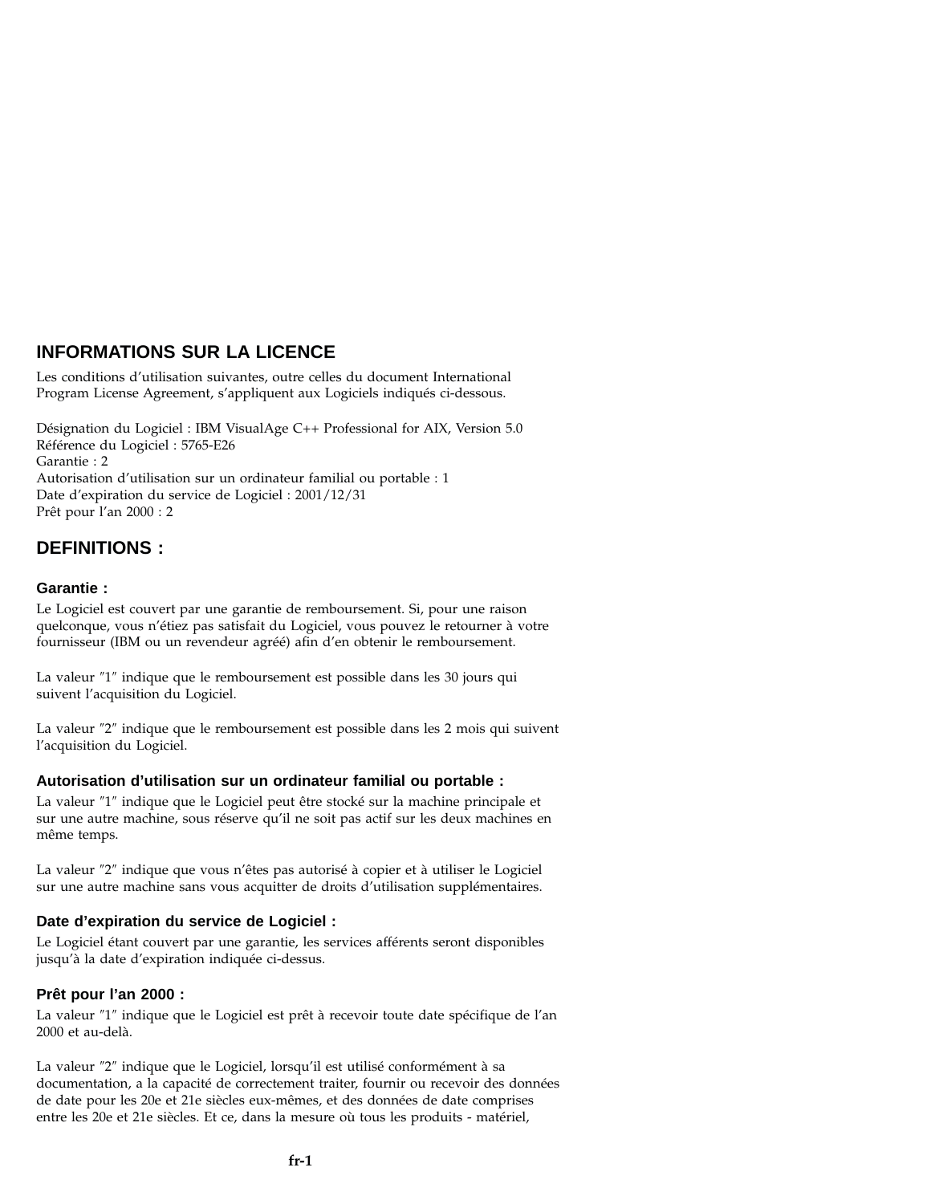## INFORMATIONS SUR LA LICENCE

Les conditions d'utilisation suivantes, outre celles du document International Program License Agreement, s'appliquent aux Logiciels indiqués ci-dessous.

Désignation du Logiciel : IBM VisualAge C++ Professional for AIX, Version 5.0
Référence du Logiciel : 5765-E26
Garantie : 2
Autorisation d'utilisation sur un ordinateur familial ou portable : 1
Date d'expiration du service de Logiciel : 2001/12/31
Prêt pour l'an 2000 : 2

## DEFINITIONS :

### Garantie :

Le Logiciel est couvert par une garantie de remboursement. Si, pour une raison quelconque, vous n'étiez pas satisfait du Logiciel, vous pouvez le retourner à votre fournisseur (IBM ou un revendeur agréé) afin d'en obtenir le remboursement.

La valeur ″1″ indique que le remboursement est possible dans les 30 jours qui suivent l'acquisition du Logiciel.

La valeur ″2″ indique que le remboursement est possible dans les 2 mois qui suivent l'acquisition du Logiciel.

### Autorisation d'utilisation sur un ordinateur familial ou portable :

La valeur ″1″ indique que le Logiciel peut être stocké sur la machine principale et sur une autre machine, sous réserve qu'il ne soit pas actif sur les deux machines en même temps.

La valeur ″2″ indique que vous n'êtes pas autorisé à copier et à utiliser le Logiciel sur une autre machine sans vous acquitter de droits d'utilisation supplémentaires.

### Date d'expiration du service de Logiciel :

Le Logiciel étant couvert par une garantie, les services afférents seront disponibles jusqu'à la date d'expiration indiquée ci-dessus.

### Prêt pour l'an 2000 :

La valeur ″1″ indique que le Logiciel est prêt à recevoir toute date spécifique de l'an 2000 et au-delà.

La valeur ″2″ indique que le Logiciel, lorsqu'il est utilisé conformément à sa documentation, a la capacité de correctement traiter, fournir ou recevoir des données de date pour les 20e et 21e siècles eux-mêmes, et des données de date comprises entre les 20e et 21e siècles. Et ce, dans la mesure où tous les produits - matériel,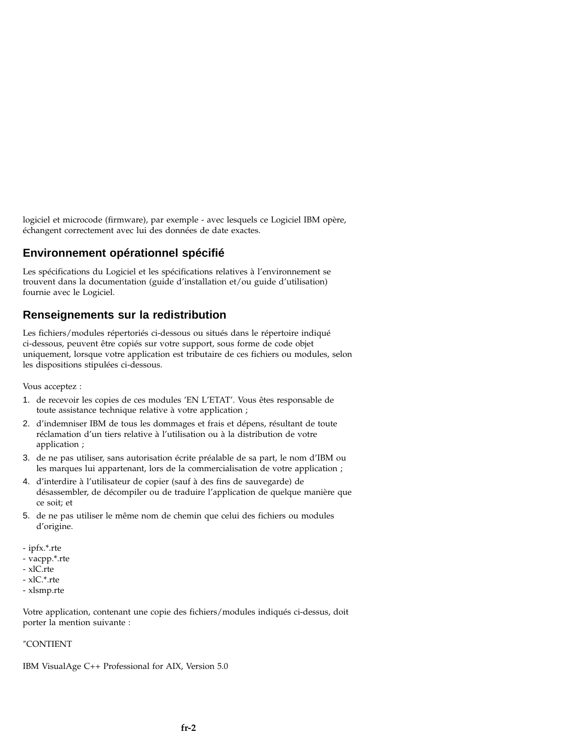logiciel et microcode (firmware), par exemple - avec lesquels ce Logiciel IBM opère, échangent correctement avec lui des données de date exactes.

## Environnement opérationnel spécifié

Les spécifications du Logiciel et les spécifications relatives à l'environnement se trouvent dans la documentation (guide d'installation et/ou guide d'utilisation) fournie avec le Logiciel.

## Renseignements sur la redistribution

Les fichiers/modules répertoriés ci-dessous ou situés dans le répertoire indiqué ci-dessous, peuvent être copiés sur votre support, sous forme de code objet uniquement, lorsque votre application est tributaire de ces fichiers ou modules, selon les dispositions stipulées ci-dessous.

Vous acceptez :

1. de recevoir les copies de ces modules 'EN L'ETAT'. Vous êtes responsable de toute assistance technique relative à votre application ;
2. d'indemniser IBM de tous les dommages et frais et dépens, résultant de toute réclamation d'un tiers relative à l'utilisation ou à la distribution de votre application ;
3. de ne pas utiliser, sans autorisation écrite préalable de sa part, le nom d'IBM ou les marques lui appartenant, lors de la commercialisation de votre application ;
4. d'interdire à l'utilisateur de copier (sauf à des fins de sauvegarde) de désassembler, de décompiler ou de traduire l'application de quelque manière que ce soit; et
5. de ne pas utiliser le même nom de chemin que celui des fichiers ou modules d'origine.

- ipfx.*.rte
- vacpp.*.rte
- xlC.rte
- xlC.*.rte
- xlsmp.rte

Votre application, contenant une copie des fichiers/modules indiqués ci-dessus, doit porter la mention suivante :

"CONTIENT

IBM VisualAge C++ Professional for AIX, Version 5.0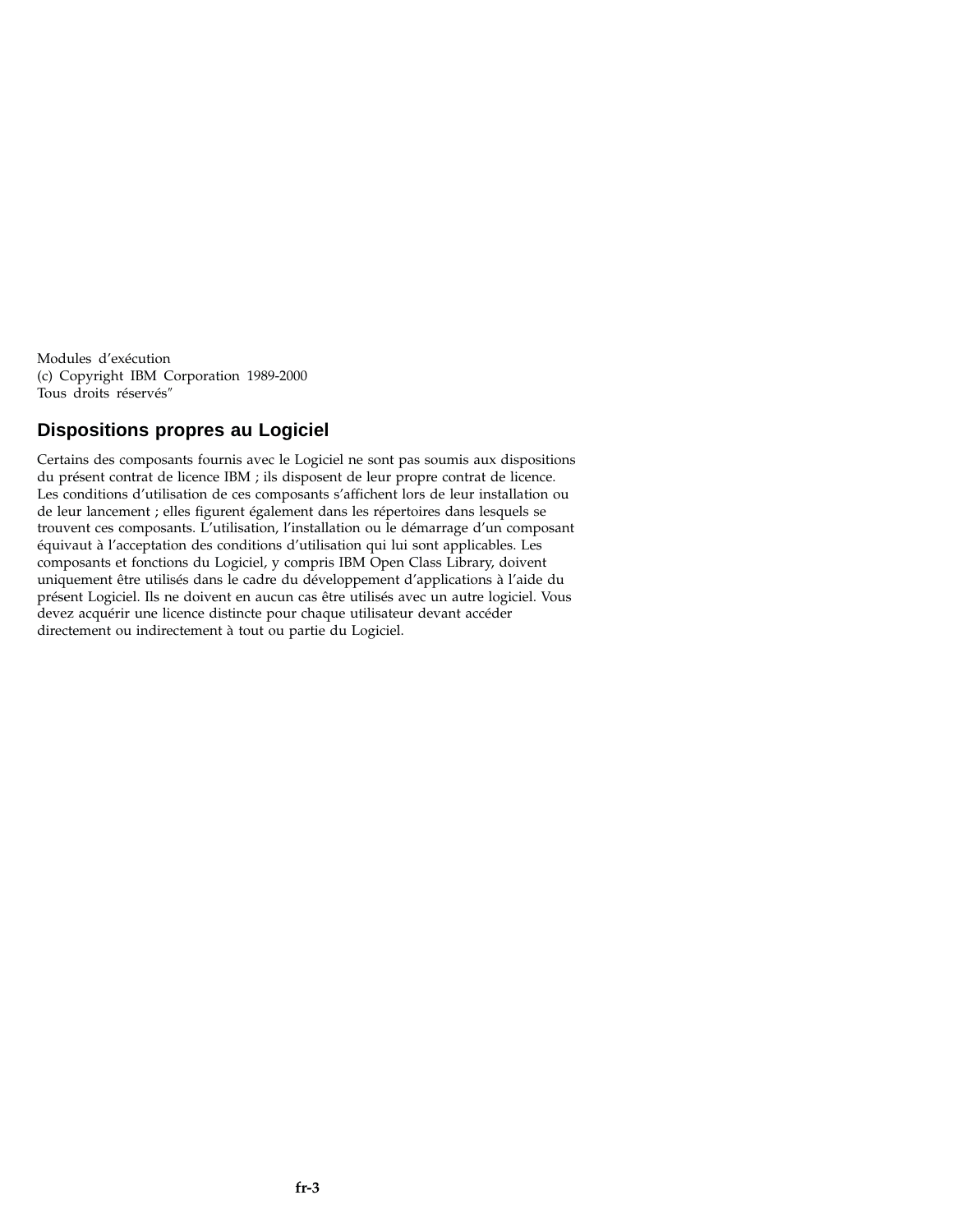Modules d'exécution
(c) Copyright IBM Corporation 1989-2000
Tous droits réservés"

## Dispositions propres au Logiciel

Certains des composants fournis avec le Logiciel ne sont pas soumis aux dispositions du présent contrat de licence IBM ; ils disposent de leur propre contrat de licence. Les conditions d'utilisation de ces composants s'affichent lors de leur installation ou de leur lancement ; elles figurent également dans les répertoires dans lesquels se trouvent ces composants. L'utilisation, l'installation ou le démarrage d'un composant équivaut à l'acceptation des conditions d'utilisation qui lui sont applicables. Les composants et fonctions du Logiciel, y compris IBM Open Class Library, doivent uniquement être utilisés dans le cadre du développement d'applications à l'aide du présent Logiciel. Ils ne doivent en aucun cas être utilisés avec un autre logiciel. Vous devez acquérir une licence distincte pour chaque utilisateur devant accéder directement ou indirectement à tout ou partie du Logiciel.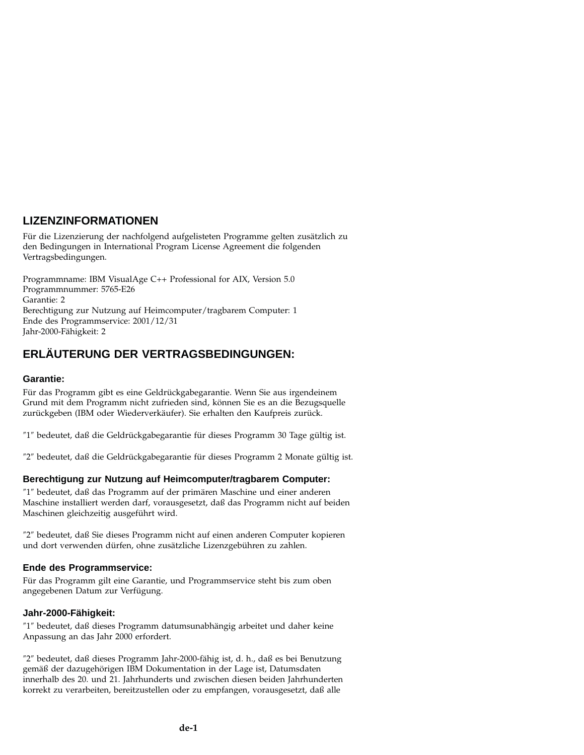## LIZENZINFORMATIONEN

Für die Lizenzierung der nachfolgend aufgelisteten Programme gelten zusätzlich zu den Bedingungen in International Program License Agreement die folgenden Vertragsbedingungen.

Programmname: IBM VisualAge C++ Professional for AIX, Version 5.0
Programmnummer: 5765-E26
Garantie: 2
Berechtigung zur Nutzung auf Heimcomputer/tragbarem Computer: 1
Ende des Programmservice: 2001/12/31
Jahr-2000-Fähigkeit: 2

## ERLÄUTERUNG DER VERTRAGSBEDINGUNGEN:

### Garantie:

Für das Programm gibt es eine Geldrückgabegarantie. Wenn Sie aus irgendeinem Grund mit dem Programm nicht zufrieden sind, können Sie es an die Bezugsquelle zurückgeben (IBM oder Wiederverkäufer). Sie erhalten den Kaufpreis zurück.

″1″ bedeutet, daß die Geldrückgabegarantie für dieses Programm 30 Tage gültig ist.

″2″ bedeutet, daß die Geldrückgabegarantie für dieses Programm 2 Monate gültig ist.

### Berechtigung zur Nutzung auf Heimcomputer/tragbarem Computer:

″1″ bedeutet, daß das Programm auf der primären Maschine und einer anderen Maschine installiert werden darf, vorausgesetzt, daß das Programm nicht auf beiden Maschinen gleichzeitig ausgeführt wird.

″2″ bedeutet, daß Sie dieses Programm nicht auf einen anderen Computer kopieren und dort verwenden dürfen, ohne zusätzliche Lizenzgebühren zu zahlen.

### Ende des Programmservice:

Für das Programm gilt eine Garantie, und Programmservice steht bis zum oben angegebenen Datum zur Verfügung.

### Jahr-2000-Fähigkeit:

″1″ bedeutet, daß dieses Programm datumsunabhängig arbeitet und daher keine Anpassung an das Jahr 2000 erfordert.

″2″ bedeutet, daß dieses Programm Jahr-2000-fähig ist, d. h., daß es bei Benutzung gemäß der dazugehörigen IBM Dokumentation in der Lage ist, Datumsdaten innerhalb des 20. und 21. Jahrhunderts und zwischen diesen beiden Jahrhunderten korrekt zu verarbeiten, bereitzustellen oder zu empfangen, vorausgesetzt, daß alle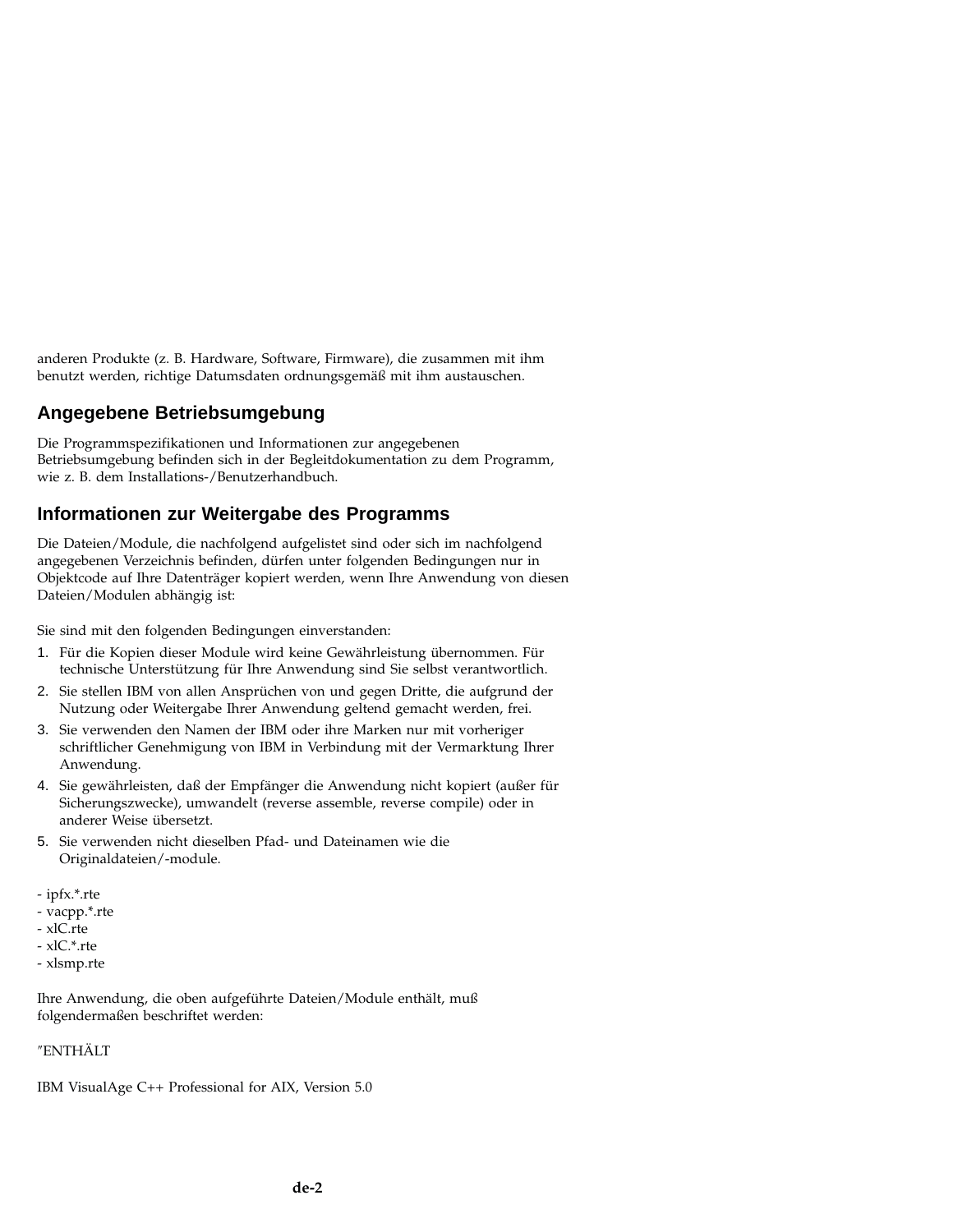anderen Produkte (z. B. Hardware, Software, Firmware), die zusammen mit ihm benutzt werden, richtige Datumsdaten ordnungsgemäß mit ihm austauschen.

## Angegebene Betriebsumgebung

Die Programmspezifikationen und Informationen zur angegebenen Betriebsumgebung befinden sich in der Begleitdokumentation zu dem Programm, wie z. B. dem Installations-/Benutzerhandbuch.

## Informationen zur Weitergabe des Programms

Die Dateien/Module, die nachfolgend aufgelistet sind oder sich im nachfolgend angegebenen Verzeichnis befinden, dürfen unter folgenden Bedingungen nur in Objektcode auf Ihre Datenträger kopiert werden, wenn Ihre Anwendung von diesen Dateien/Modulen abhängig ist:

Sie sind mit den folgenden Bedingungen einverstanden:

1. Für die Kopien dieser Module wird keine Gewährleistung übernommen. Für technische Unterstützung für Ihre Anwendung sind Sie selbst verantwortlich.
2. Sie stellen IBM von allen Ansprüchen von und gegen Dritte, die aufgrund der Nutzung oder Weitergabe Ihrer Anwendung geltend gemacht werden, frei.
3. Sie verwenden den Namen der IBM oder ihre Marken nur mit vorheriger schriftlicher Genehmigung von IBM in Verbindung mit der Vermarktung Ihrer Anwendung.
4. Sie gewährleisten, daß der Empfänger die Anwendung nicht kopiert (außer für Sicherungszwecke), umwandelt (reverse assemble, reverse compile) oder in anderer Weise übersetzt.
5. Sie verwenden nicht dieselben Pfad- und Dateinamen wie die Originaldateien/-module.

- ipfx.*.rte
- vacpp.*.rte
- xlC.rte
- xlC.*.rte
- xlsmp.rte

Ihre Anwendung, die oben aufgeführte Dateien/Module enthält, muß folgendermaßen beschriftet werden:

″ENTHÄLT

IBM VisualAge C++ Professional for AIX, Version 5.0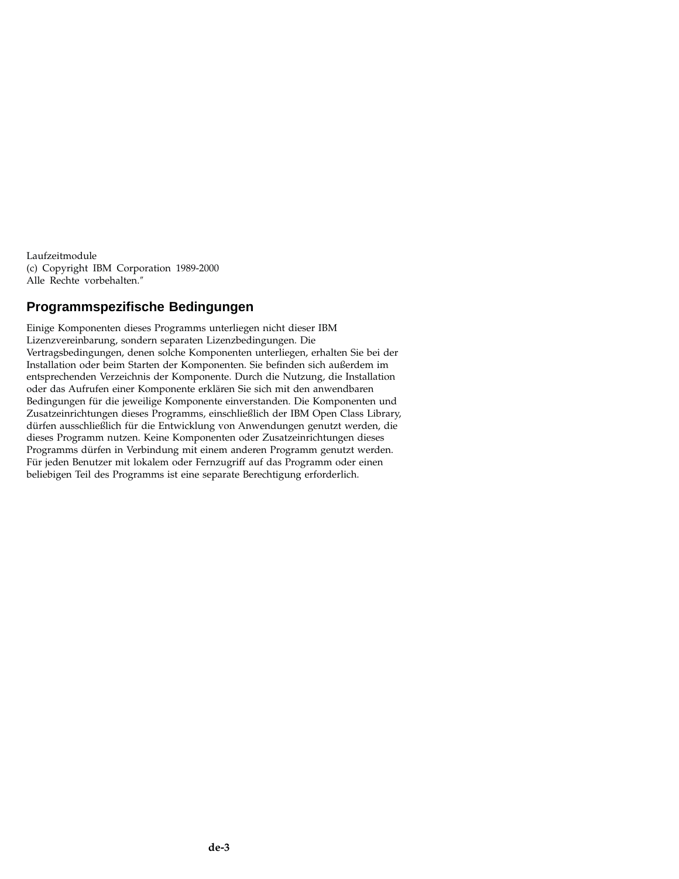Laufzeitmodule
(c) Copyright IBM Corporation 1989-2000
Alle Rechte vorbehalten.″

## Programmspezifische Bedingungen

Einige Komponenten dieses Programms unterliegen nicht dieser IBM Lizenzvereinbarung, sondern separaten Lizenzbedingungen. Die Vertragsbedingungen, denen solche Komponenten unterliegen, erhalten Sie bei der Installation oder beim Starten der Komponenten. Sie befinden sich außerdem im entsprechenden Verzeichnis der Komponente. Durch die Nutzung, die Installation oder das Aufrufen einer Komponente erklären Sie sich mit den anwendbaren Bedingungen für die jeweilige Komponente einverstanden. Die Komponenten und Zusatzeinrichtungen dieses Programms, einschließlich der IBM Open Class Library, dürfen ausschließlich für die Entwicklung von Anwendungen genutzt werden, die dieses Programm nutzen. Keine Komponenten oder Zusatzeinrichtungen dieses Programms dürfen in Verbindung mit einem anderen Programm genutzt werden. Für jeden Benutzer mit lokalem oder Fernzugriff auf das Programm oder einen beliebigen Teil des Programms ist eine separate Berechtigung erforderlich.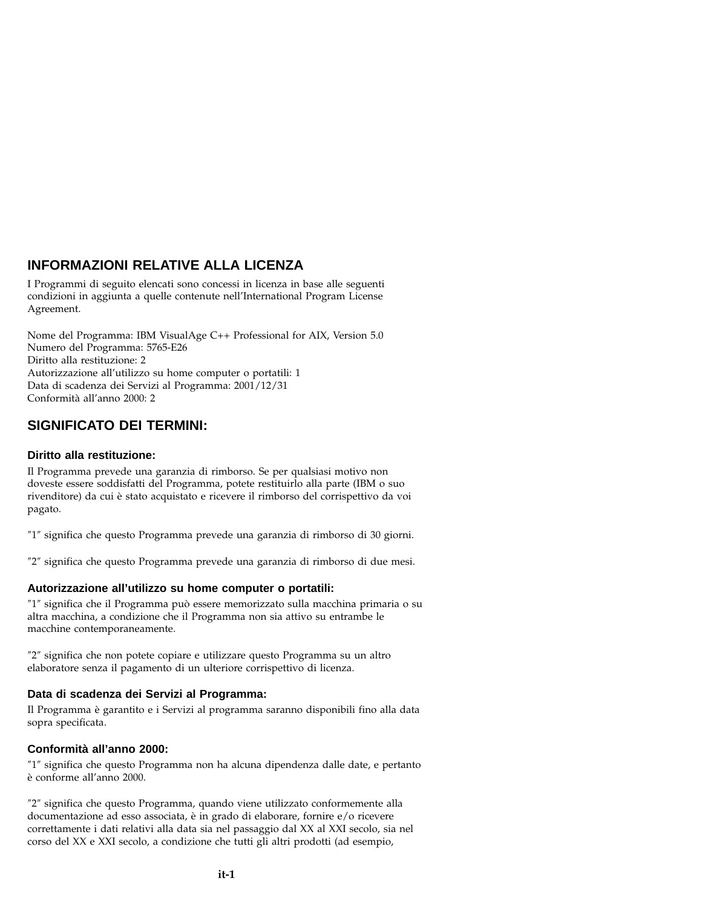## INFORMAZIONI RELATIVE ALLA LICENZA

I Programmi di seguito elencati sono concessi in licenza in base alle seguenti condizioni in aggiunta a quelle contenute nell'International Program License Agreement.

Nome del Programma: IBM VisualAge C++ Professional for AIX, Version 5.0
Numero del Programma: 5765-E26
Diritto alla restituzione: 2
Autorizzazione all'utilizzo su home computer o portatili: 1
Data di scadenza dei Servizi al Programma: 2001/12/31
Conformità all'anno 2000: 2

## SIGNIFICATO DEI TERMINI:

### Diritto alla restituzione:

Il Programma prevede una garanzia di rimborso. Se per qualsiasi motivo non doveste essere soddisfatti del Programma, potete restituirlo alla parte (IBM o suo rivenditore) da cui è stato acquistato e ricevere il rimborso del corrispettivo da voi pagato.

″1″ significa che questo Programma prevede una garanzia di rimborso di 30 giorni.

″2″ significa che questo Programma prevede una garanzia di rimborso di due mesi.

### Autorizzazione all'utilizzo su home computer o portatili:

″1″ significa che il Programma può essere memorizzato sulla macchina primaria o su altra macchina, a condizione che il Programma non sia attivo su entrambe le macchine contemporaneamente.

″2″ significa che non potete copiare e utilizzare questo Programma su un altro elaboratore senza il pagamento di un ulteriore corrispettivo di licenza.

### Data di scadenza dei Servizi al Programma:

Il Programma è garantito e i Servizi al programma saranno disponibili fino alla data sopra specificata.

### Conformità all'anno 2000:

″1″ significa che questo Programma non ha alcuna dipendenza dalle date, e pertanto è conforme all'anno 2000.

″2″ significa che questo Programma, quando viene utilizzato conformemente alla documentazione ad esso associata, è in grado di elaborare, fornire e/o ricevere correttamente i dati relativi alla data sia nel passaggio dal XX al XXI secolo, sia nel corso del XX e XXI secolo, a condizione che tutti gli altri prodotti (ad esempio,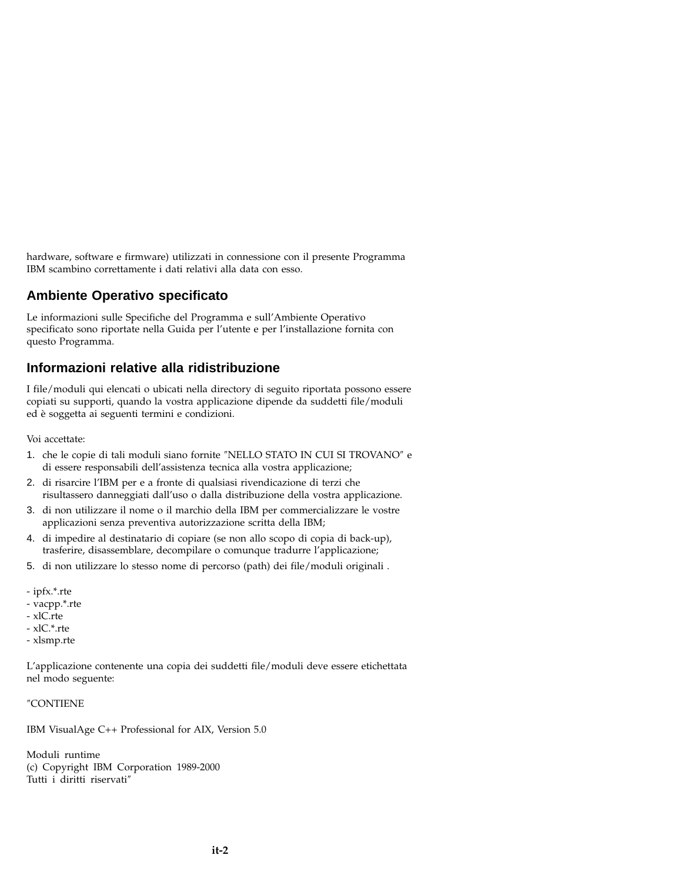hardware, software e firmware) utilizzati in connessione con il presente Programma IBM scambino correttamente i dati relativi alla data con esso.

## Ambiente Operativo specificato

Le informazioni sulle Specifiche del Programma e sull'Ambiente Operativo specificato sono riportate nella Guida per l'utente e per l'installazione fornita con questo Programma.

## Informazioni relative alla ridistribuzione

I file/moduli qui elencati o ubicati nella directory di seguito riportata possono essere copiati su supporti, quando la vostra applicazione dipende da suddetti file/moduli ed è soggetta ai seguenti termini e condizioni.

Voi accettate:

1. che le copie di tali moduli siano fornite ″NELLO STATO IN CUI SI TROVANO″ e di essere responsabili dell'assistenza tecnica alla vostra applicazione;
2. di risarcire l'IBM per e a fronte di qualsiasi rivendicazione di terzi che risultassero danneggiati dall'uso o dalla distribuzione della vostra applicazione.
3. di non utilizzare il nome o il marchio della IBM per commercializzare le vostre applicazioni senza preventiva autorizzazione scritta della IBM;
4. di impedire al destinatario di copiare (se non allo scopo di copia di back-up), trasferire, disassemblare, decompilare o comunque tradurre l'applicazione;
5. di non utilizzare lo stesso nome di percorso (path) dei file/moduli originali .

- ipfx.*.rte
- vacpp.*.rte
- xlC.rte
- xlC.*.rte
- xlsmp.rte

L'applicazione contenente una copia dei suddetti file/moduli deve essere etichettata nel modo seguente:

″CONTIENE

IBM VisualAge C++ Professional for AIX, Version 5.0

Moduli runtime
(c) Copyright IBM Corporation 1989-2000
Tutti i diritti riservati″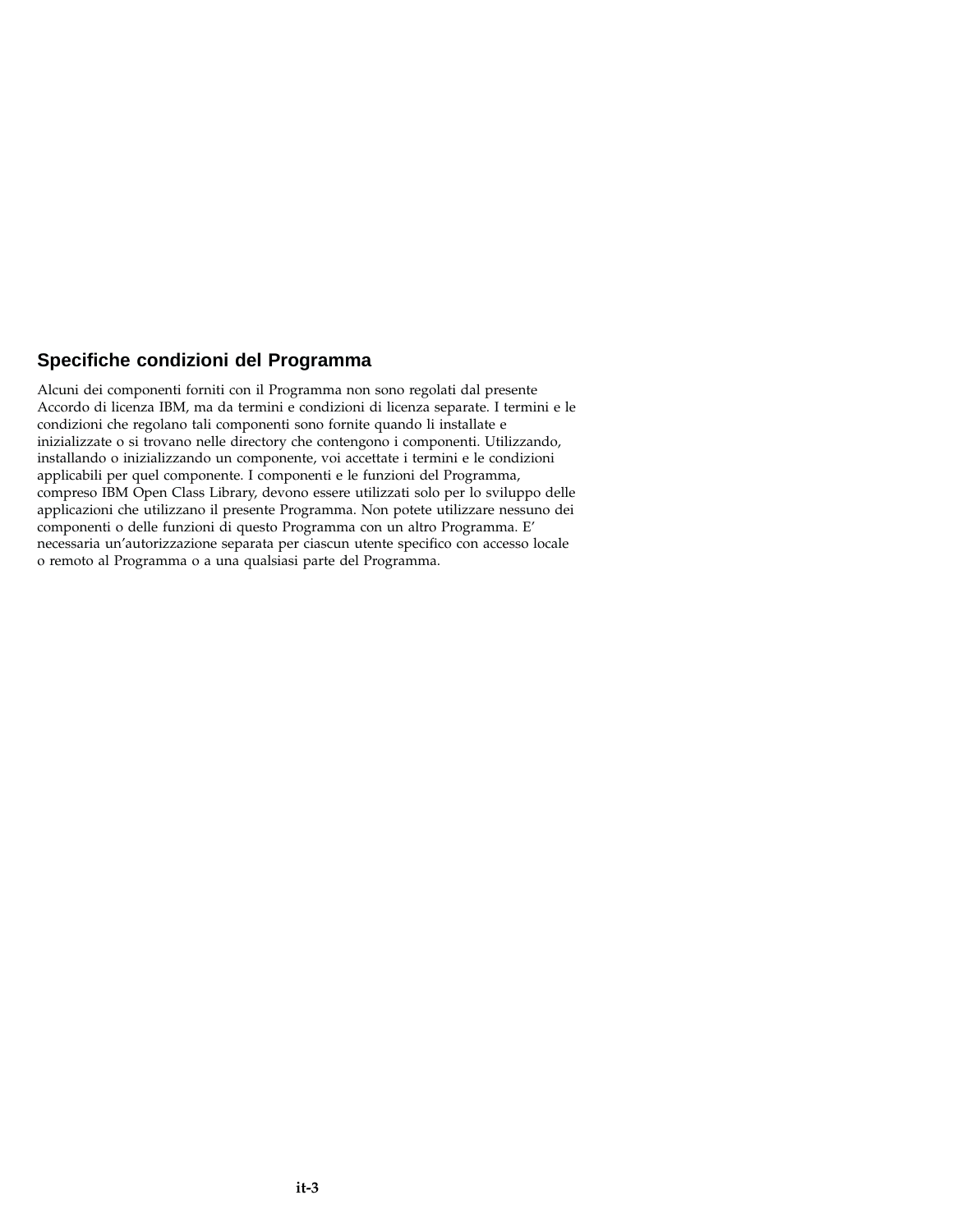## Specifiche condizioni del Programma

Alcuni dei componenti forniti con il Programma non sono regolati dal presente Accordo di licenza IBM, ma da termini e condizioni di licenza separate. I termini e le condizioni che regolano tali componenti sono fornite quando li installate e inizializzate o si trovano nelle directory che contengono i componenti. Utilizzando, installando o inizializzando un componente, voi accettate i termini e le condizioni applicabili per quel componente. I componenti e le funzioni del Programma, compreso IBM Open Class Library, devono essere utilizzati solo per lo sviluppo delle applicazioni che utilizzano il presente Programma. Non potete utilizzare nessuno dei componenti o delle funzioni di questo Programma con un altro Programma. E' necessaria un'autorizzazione separata per ciascun utente specifico con accesso locale o remoto al Programma o a una qualsiasi parte del Programma.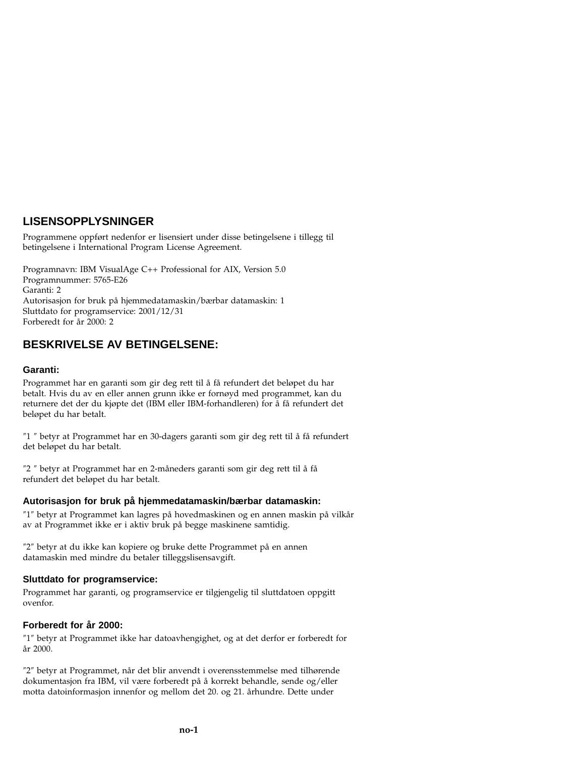# LISENSOPPLYSNINGER

Programmene oppført nedenfor er lisensiert under disse betingelsene i tillegg til betingelsene i International Program License Agreement.

Programnavn: IBM VisualAge C++ Professional for AIX, Version 5.0
Programnummer: 5765-E26
Garanti: 2
Autorisasjon for bruk på hjemmedatamaskin/bærbar datamaskin: 1
Sluttdato for programservice: 2001/12/31
Forberedt for år 2000: 2

# BESKRIVELSE AV BETINGELSENE:

### Garanti:

Programmet har en garanti som gir deg rett til å få refundert det beløpet du har betalt. Hvis du av en eller annen grunn ikke er fornøyd med programmet, kan du returnere det der du kjøpte det (IBM eller IBM-forhandleren) for å få refundert det beløpet du har betalt.

″1 ″ betyr at Programmet har en 30-dagers garanti som gir deg rett til å få refundert det beløpet du har betalt.

″2 ″ betyr at Programmet har en 2-måneders garanti som gir deg rett til å få refundert det beløpet du har betalt.

### Autorisasjon for bruk på hjemmedatamaskin/bærbar datamaskin:

″1″ betyr at Programmet kan lagres på hovedmaskinen og en annen maskin på vilkår av at Programmet ikke er i aktiv bruk på begge maskinene samtidig.

″2″ betyr at du ikke kan kopiere og bruke dette Programmet på en annen datamaskin med mindre du betaler tilleggslisensavgift.

### Sluttdato for programservice:

Programmet har garanti, og programservice er tilgjengelig til sluttdatoen oppgitt ovenfor.

### Forberedt for år 2000:

″1″ betyr at Programmet ikke har datoavhengighet, og at det derfor er forberedt for år 2000.

″2″ betyr at Programmet, når det blir anvendt i overensstemmelse med tilhørende dokumentasjon fra IBM, vil være forberedt på å korrekt behandle, sende og/eller motta datoinformasjon innenfor og mellom det 20. og 21. århundre. Dette under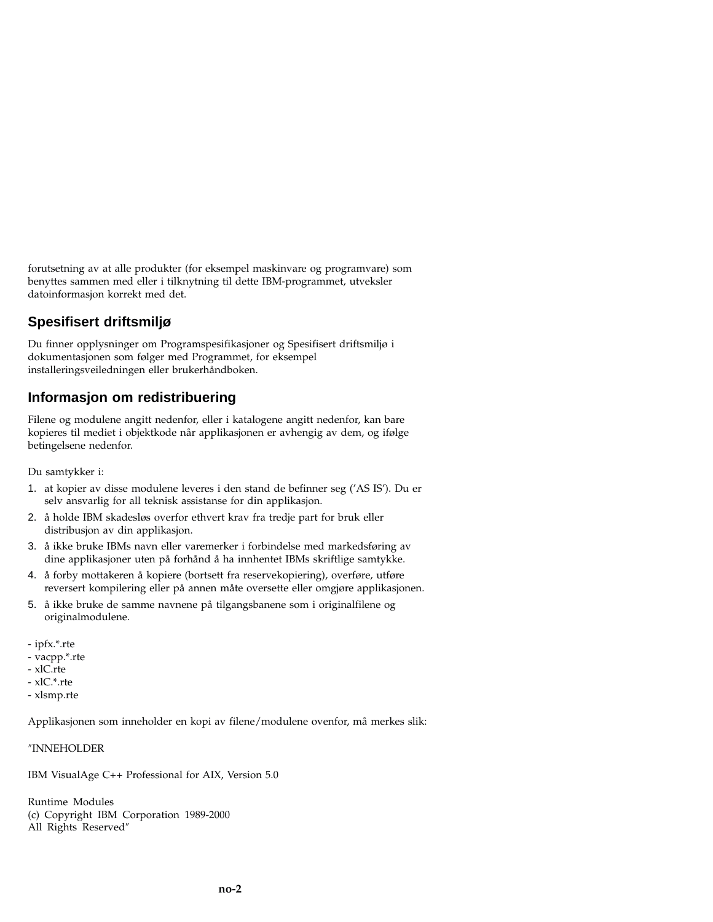forutsetning av at alle produkter (for eksempel maskinvare og programvare) som benyttes sammen med eller i tilknytning til dette IBM-programmet, utveksler datoinformasjon korrekt med det.

## Spesifisert driftsmiljø

Du finner opplysninger om Programspesifikasjoner og Spesifisert driftsmiljø i dokumentasjonen som følger med Programmet, for eksempel installeringsveiledningen eller brukerhåndboken.

## Informasjon om redistribuering

Filene og modulene angitt nedenfor, eller i katalogene angitt nedenfor, kan bare kopieres til mediet i objektkode når applikasjonen er avhengig av dem, og ifølge betingelsene nedenfor.

Du samtykker i:

1. at kopier av disse modulene leveres i den stand de befinner seg ('AS IS'). Du er selv ansvarlig for all teknisk assistanse for din applikasjon.
2. å holde IBM skadesløs overfor ethvert krav fra tredje part for bruk eller distribusjon av din applikasjon.
3. å ikke bruke IBMs navn eller varemerker i forbindelse med markedsføring av dine applikasjoner uten på forhånd å ha innhentet IBMs skriftlige samtykke.
4. å forby mottakeren å kopiere (bortsett fra reservekopiering), overføre, utføre reversert kompilering eller på annen måte oversette eller omgjøre applikasjonen.
5. å ikke bruke de samme navnene på tilgangsbanene som i originalfilene og originalmodulene.

- ipfx.*.rte
- vacpp.*.rte
- xlC.rte
- xlC.*.rte
- xlsmp.rte

Applikasjonen som inneholder en kopi av filene/modulene ovenfor, må merkes slik:

"INNEHOLDER

IBM VisualAge C++ Professional for AIX, Version 5.0

Runtime Modules
(c) Copyright IBM Corporation 1989-2000
All Rights Reserved"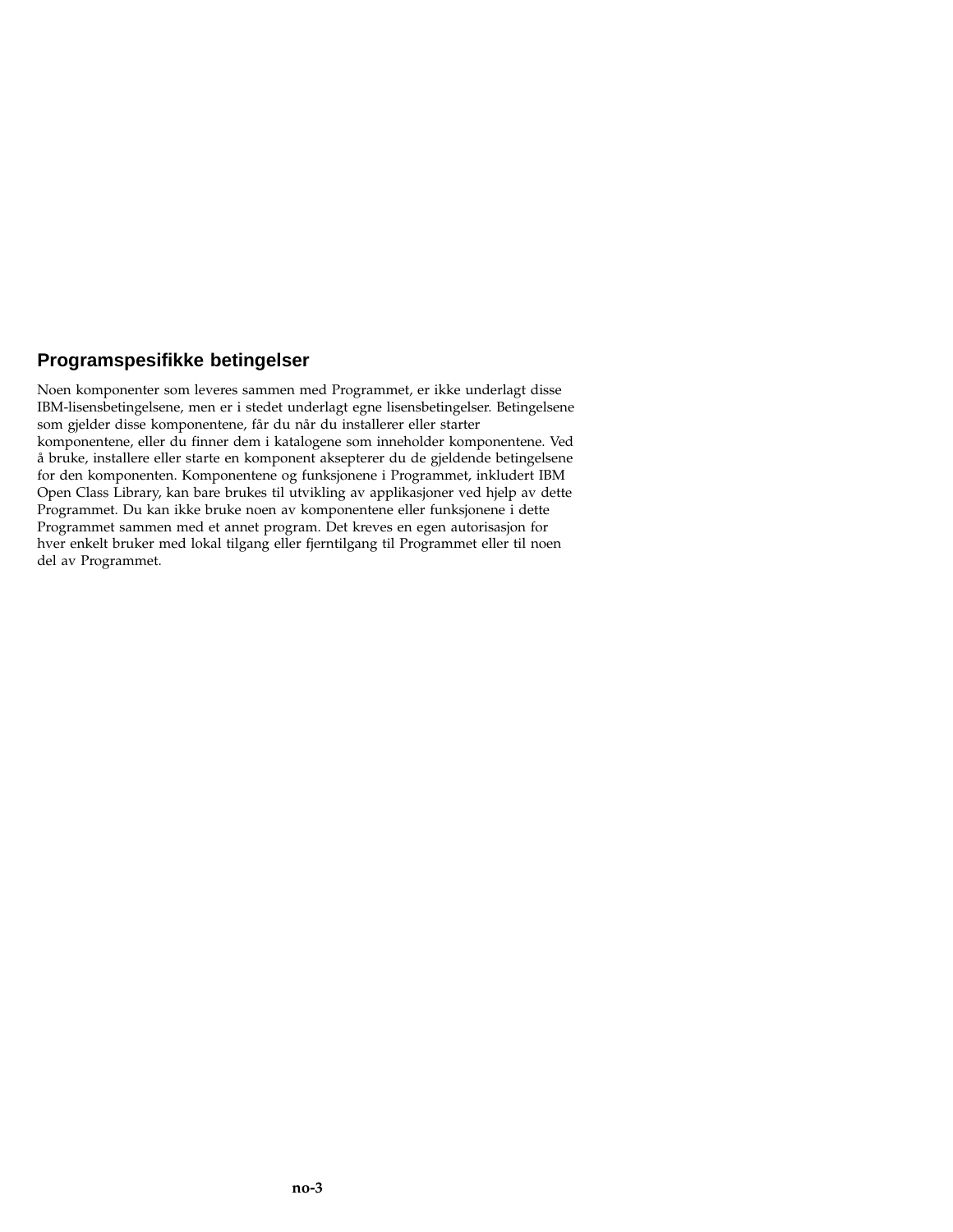## Programspesifikke betingelser

Noen komponenter som leveres sammen med Programmet, er ikke underlagt disse IBM-lisensbetingelsene, men er i stedet underlagt egne lisensbetingelser. Betingelsene som gjelder disse komponentene, får du når du installerer eller starter komponentene, eller du finner dem i katalogene som inneholder komponentene. Ved å bruke, installere eller starte en komponent aksepterer du de gjeldende betingelsene for den komponenten. Komponentene og funksjonene i Programmet, inkludert IBM Open Class Library, kan bare brukes til utvikling av applikasjoner ved hjelp av dette Programmet. Du kan ikke bruke noen av komponentene eller funksjonene i dette Programmet sammen med et annet program. Det kreves en egen autorisasjon for hver enkelt bruker med lokal tilgang eller fjerntilgang til Programmet eller til noen del av Programmet.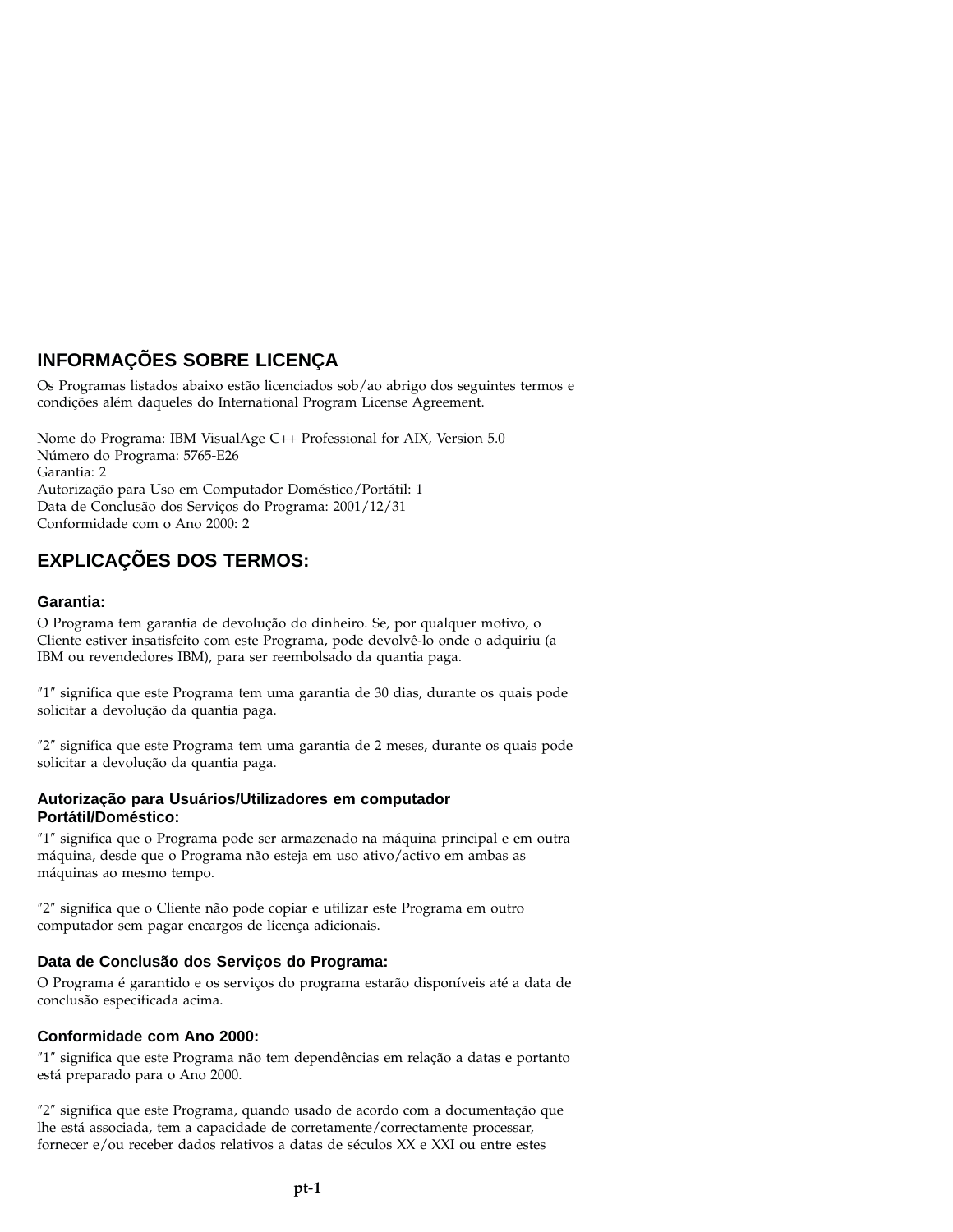# INFORMAÇÕES SOBRE LICENÇA

Os Programas listados abaixo estão licenciados sob/ao abrigo dos seguintes termos e condições além daqueles do International Program License Agreement.

Nome do Programa: IBM VisualAge C++ Professional for AIX, Version 5.0
Número do Programa: 5765-E26
Garantia: 2
Autorização para Uso em Computador Doméstico/Portátil: 1
Data de Conclusão dos Serviços do Programa: 2001/12/31
Conformidade com o Ano 2000: 2

# EXPLICAÇÕES DOS TERMOS:

### Garantia:

O Programa tem garantia de devolução do dinheiro. Se, por qualquer motivo, o Cliente estiver insatisfeito com este Programa, pode devolvê-lo onde o adquiriu (a IBM ou revendedores IBM), para ser reembolsado da quantia paga.

″1″ significa que este Programa tem uma garantia de 30 dias, durante os quais pode solicitar a devolução da quantia paga.

″2″ significa que este Programa tem uma garantia de 2 meses, durante os quais pode solicitar a devolução da quantia paga.

### Autorização para Usuários/Utilizadores em computador Portátil/Doméstico:

″1″ significa que o Programa pode ser armazenado na máquina principal e em outra máquina, desde que o Programa não esteja em uso ativo/activo em ambas as máquinas ao mesmo tempo.

″2″ significa que o Cliente não pode copiar e utilizar este Programa em outro computador sem pagar encargos de licença adicionais.

### Data de Conclusão dos Serviços do Programa:

O Programa é garantido e os serviços do programa estarão disponíveis até a data de conclusão especificada acima.

### Conformidade com Ano 2000:

″1″ significa que este Programa não tem dependências em relação a datas e portanto está preparado para o Ano 2000.

″2″ significa que este Programa, quando usado de acordo com a documentação que lhe está associada, tem a capacidade de corretamente/correctamente processar, fornecer e/ou receber dados relativos a datas de séculos XX e XXI ou entre estes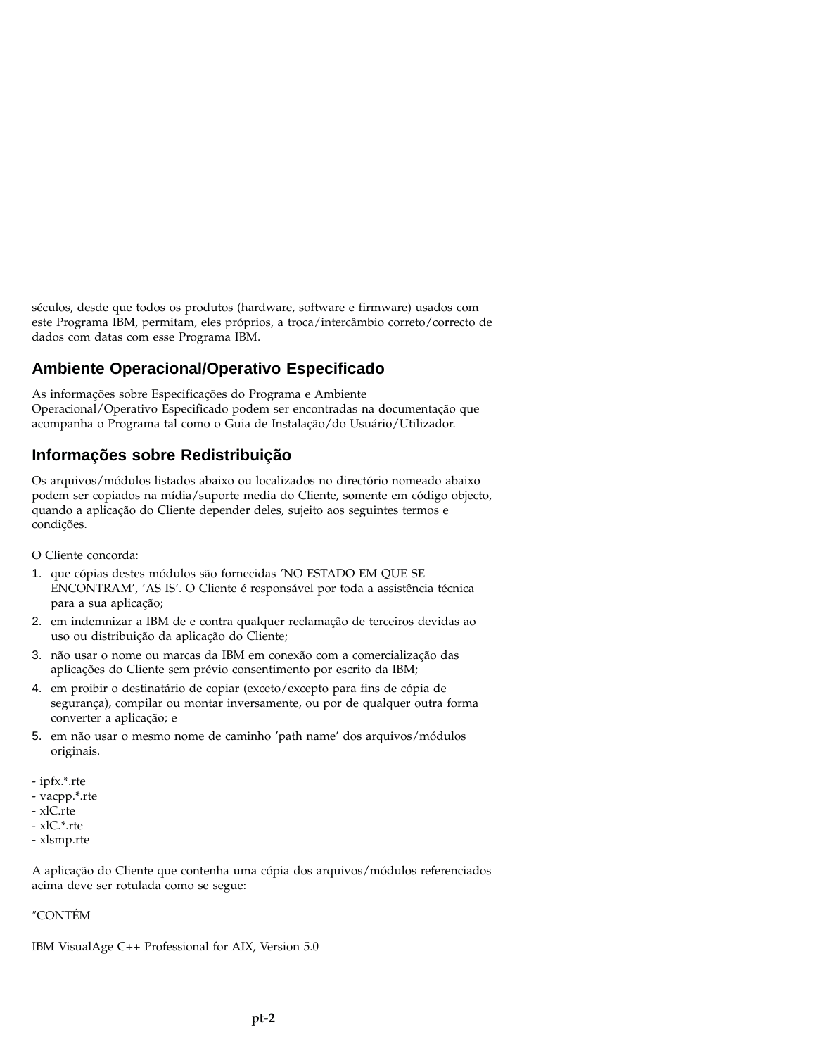séculos, desde que todos os produtos (hardware, software e firmware) usados com este Programa IBM, permitam, eles próprios, a troca/intercâmbio correto/correcto de dados com datas com esse Programa IBM.

## Ambiente Operacional/Operativo Especificado

As informações sobre Especificações do Programa e Ambiente Operacional/Operativo Especificado podem ser encontradas na documentação que acompanha o Programa tal como o Guia de Instalação/do Usuário/Utilizador.

## Informações sobre Redistribuição

Os arquivos/módulos listados abaixo ou localizados no directório nomeado abaixo podem ser copiados na mídia/suporte media do Cliente, somente em código objecto, quando a aplicação do Cliente depender deles, sujeito aos seguintes termos e condições.

O Cliente concorda:

1. que cópias destes módulos são fornecidas 'NO ESTADO EM QUE SE ENCONTRAM', 'AS IS'. O Cliente é responsável por toda a assistência técnica para a sua aplicação;
2. em indemnizar a IBM de e contra qualquer reclamação de terceiros devidas ao uso ou distribuição da aplicação do Cliente;
3. não usar o nome ou marcas da IBM em conexão com a comercialização das aplicações do Cliente sem prévio consentimento por escrito da IBM;
4. em proibir o destinatário de copiar (exceto/excepto para fins de cópia de segurança), compilar ou montar inversamente, ou por de qualquer outra forma converter a aplicação; e
5. em não usar o mesmo nome de caminho 'path name' dos arquivos/módulos originais.

- ipfx.*.rte
- vacpp.*.rte
- xlC.rte
- xlC.*.rte
- xlsmp.rte

A aplicação do Cliente que contenha uma cópia dos arquivos/módulos referenciados acima deve ser rotulada como se segue:

"CONTÉM

IBM VisualAge C++ Professional for AIX, Version 5.0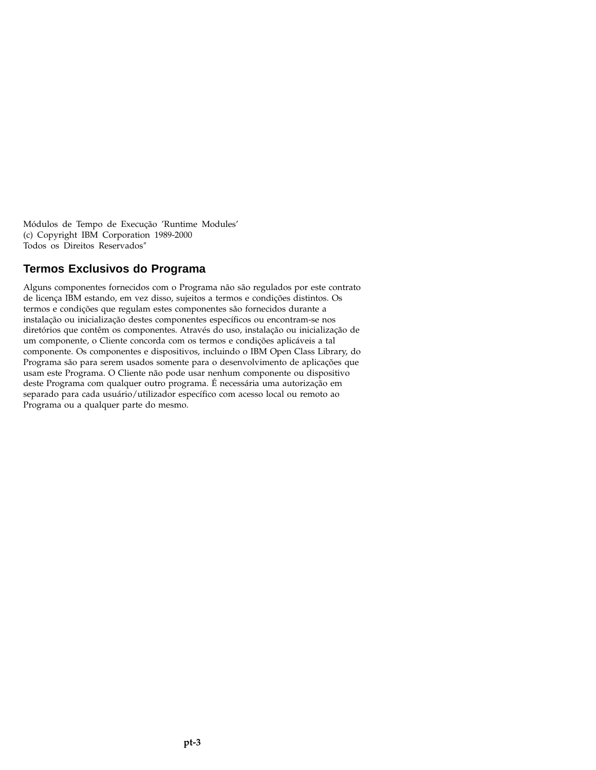Módulos de Tempo de Execução ’Runtime Modules’
(c) Copyright IBM Corporation 1989-2000
Todos os Direitos Reservados″

## Termos Exclusivos do Programa

Alguns componentes fornecidos com o Programa não são regulados por este contrato de licença IBM estando, em vez disso, sujeitos a termos e condições distintos. Os termos e condições que regulam estes componentes são fornecidos durante a instalação ou inicialização destes componentes específicos ou encontram-se nos diretórios que contêm os componentes. Através do uso, instalação ou inicialização de um componente, o Cliente concorda com os termos e condições aplicáveis a tal componente. Os componentes e dispositivos, incluindo o IBM Open Class Library, do Programa são para serem usados somente para o desenvolvimento de aplicações que usam este Programa. O Cliente não pode usar nenhum componente ou dispositivo deste Programa com qualquer outro programa. É necessária uma autorização em separado para cada usuário/utilizador específico com acesso local ou remoto ao Programa ou a qualquer parte do mesmo.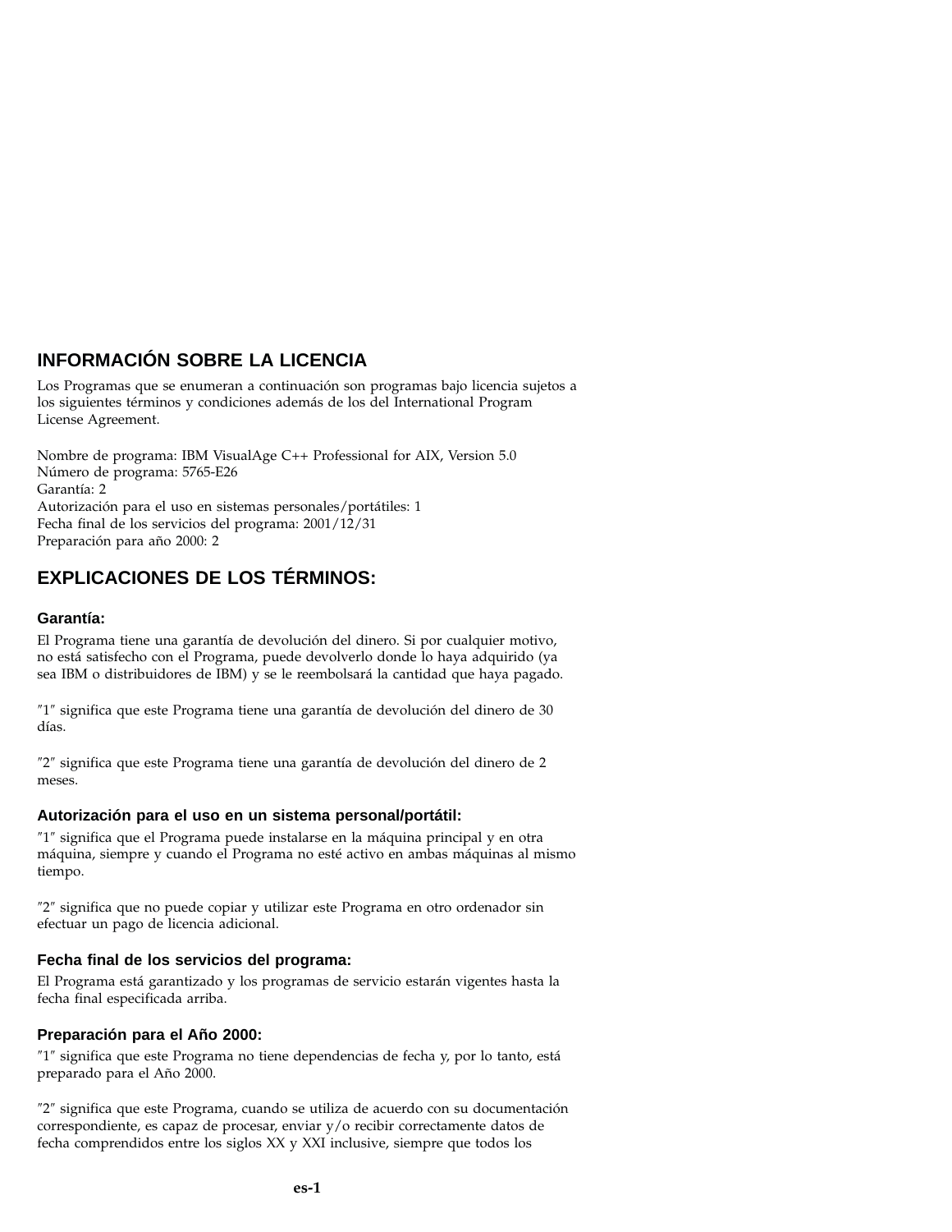## INFORMACIÓN SOBRE LA LICENCIA

Los Programas que se enumeran a continuación son programas bajo licencia sujetos a los siguientes términos y condiciones además de los del International Program License Agreement.

Nombre de programa: IBM VisualAge C++ Professional for AIX, Version 5.0
Número de programa: 5765-E26
Garantía: 2
Autorización para el uso en sistemas personales/portátiles: 1
Fecha final de los servicios del programa: 2001/12/31
Preparación para año 2000: 2

## EXPLICACIONES DE LOS TÉRMINOS:

### Garantía:

El Programa tiene una garantía de devolución del dinero. Si por cualquier motivo, no está satisfecho con el Programa, puede devolverlo donde lo haya adquirido (ya sea IBM o distribuidores de IBM) y se le reembolsará la cantidad que haya pagado.

″1″ significa que este Programa tiene una garantía de devolución del dinero de 30 días.

″2″ significa que este Programa tiene una garantía de devolución del dinero de 2 meses.

### Autorización para el uso en un sistema personal/portátil:

″1″ significa que el Programa puede instalarse en la máquina principal y en otra máquina, siempre y cuando el Programa no esté activo en ambas máquinas al mismo tiempo.

″2″ significa que no puede copiar y utilizar este Programa en otro ordenador sin efectuar un pago de licencia adicional.

### Fecha final de los servicios del programa:

El Programa está garantizado y los programas de servicio estarán vigentes hasta la fecha final especificada arriba.

### Preparación para el Año 2000:

″1″ significa que este Programa no tiene dependencias de fecha y, por lo tanto, está preparado para el Año 2000.

″2″ significa que este Programa, cuando se utiliza de acuerdo con su documentación correspondiente, es capaz de procesar, enviar y/o recibir correctamente datos de fecha comprendidos entre los siglos XX y XXI inclusive, siempre que todos los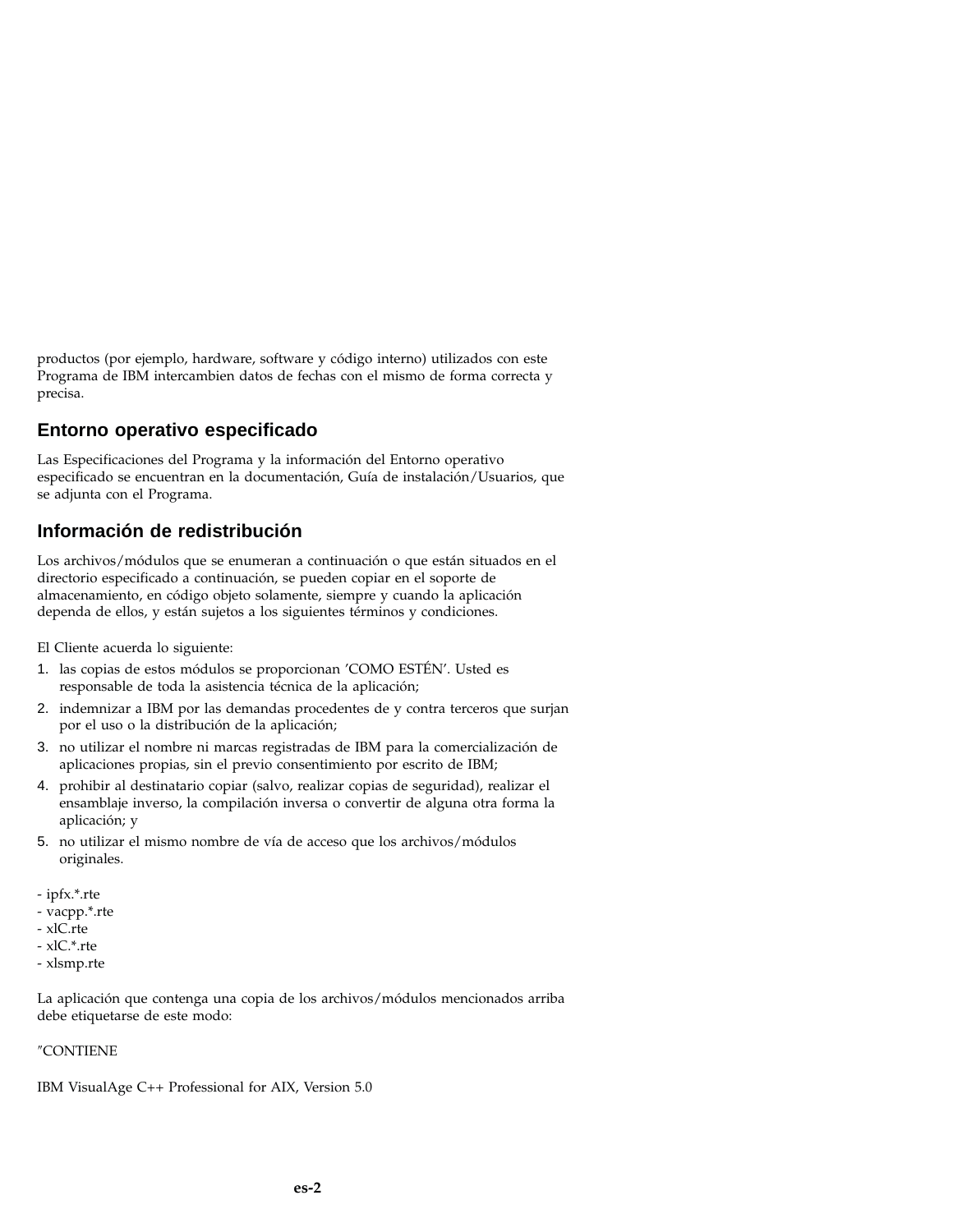productos (por ejemplo, hardware, software y código interno) utilizados con este Programa de IBM intercambien datos de fechas con el mismo de forma correcta y precisa.

## Entorno operativo especificado

Las Especificaciones del Programa y la información del Entorno operativo especificado se encuentran en la documentación, Guía de instalación/Usuarios, que se adjunta con el Programa.

## Información de redistribución

Los archivos/módulos que se enumeran a continuación o que están situados en el directorio especificado a continuación, se pueden copiar en el soporte de almacenamiento, en código objeto solamente, siempre y cuando la aplicación dependa de ellos, y están sujetos a los siguientes términos y condiciones.

El Cliente acuerda lo siguiente:

1. las copias de estos módulos se proporcionan 'COMO ESTÉN'. Usted es responsable de toda la asistencia técnica de la aplicación;
2. indemnizar a IBM por las demandas procedentes de y contra terceros que surjan por el uso o la distribución de la aplicación;
3. no utilizar el nombre ni marcas registradas de IBM para la comercialización de aplicaciones propias, sin el previo consentimiento por escrito de IBM;
4. prohibir al destinatario copiar (salvo, realizar copias de seguridad), realizar el ensamblaje inverso, la compilación inversa o convertir de alguna otra forma la aplicación; y
5. no utilizar el mismo nombre de vía de acceso que los archivos/módulos originales.

- ipfx.*.rte
- vacpp.*.rte
- xlC.rte
- xlC.*.rte
- xlsmp.rte

La aplicación que contenga una copia de los archivos/módulos mencionados arriba debe etiquetarse de este modo:

″CONTIENE

IBM VisualAge C++ Professional for AIX, Version 5.0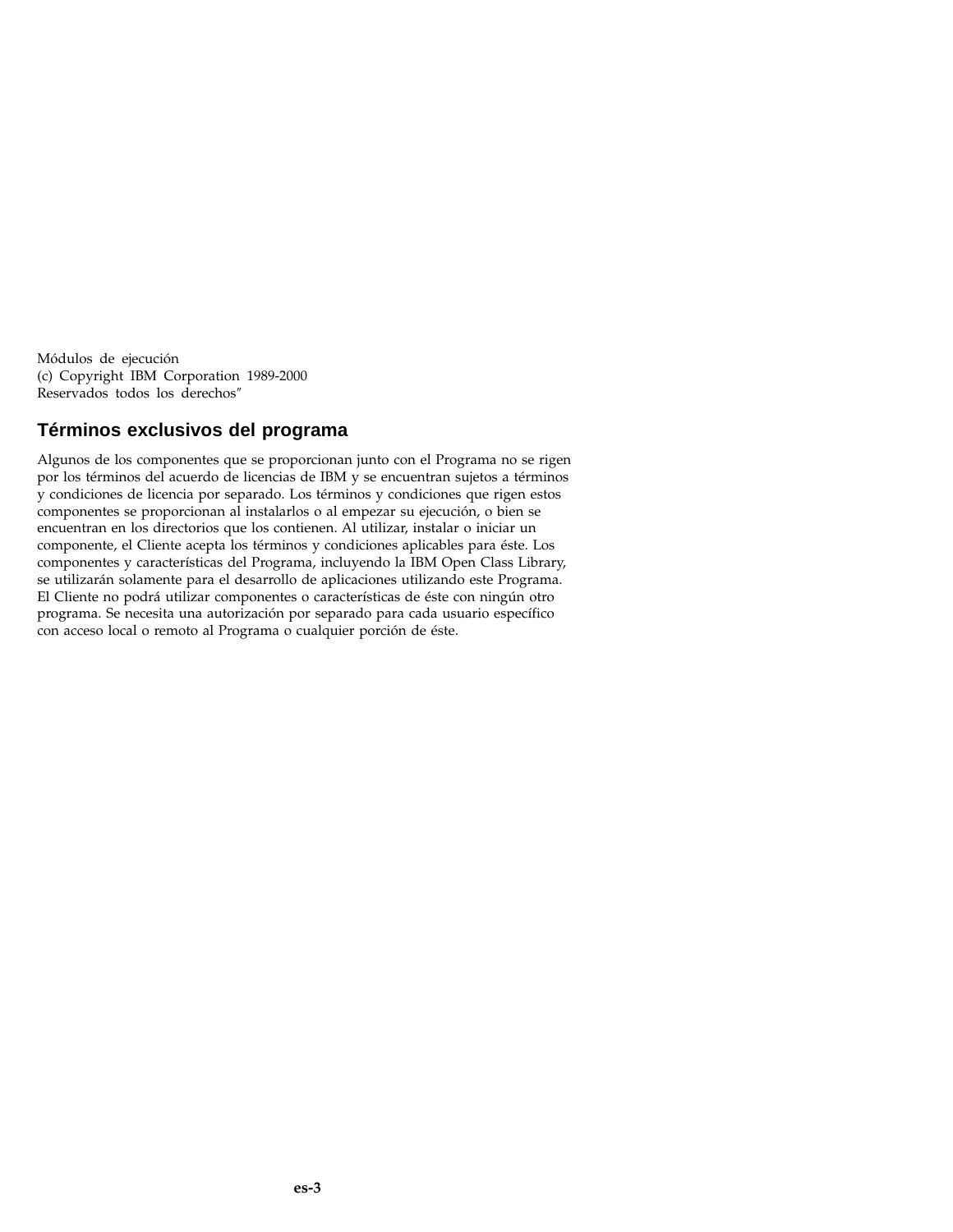Módulos de ejecución
(c) Copyright IBM Corporation 1989-2000
Reservados todos los derechos″

## Términos exclusivos del programa

Algunos de los componentes que se proporcionan junto con el Programa no se rigen por los términos del acuerdo de licencias de IBM y se encuentran sujetos a términos y condiciones de licencia por separado. Los términos y condiciones que rigen estos componentes se proporcionan al instalarlos o al empezar su ejecución, o bien se encuentran en los directorios que los contienen. Al utilizar, instalar o iniciar un componente, el Cliente acepta los términos y condiciones aplicables para éste. Los componentes y características del Programa, incluyendo la IBM Open Class Library, se utilizarán solamente para el desarrollo de aplicaciones utilizando este Programa. El Cliente no podrá utilizar componentes o características de éste con ningún otro programa. Se necesita una autorización por separado para cada usuario específico con acceso local o remoto al Programa o cualquier porción de éste.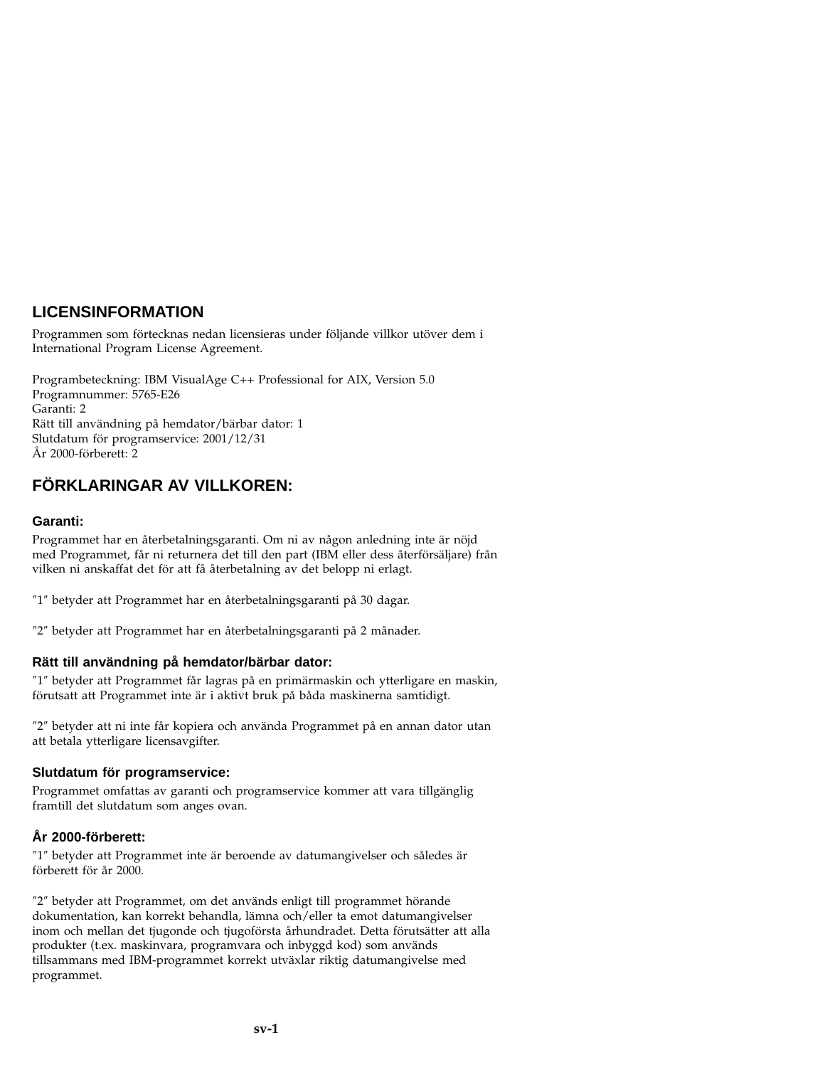## LICENSINFORMATION

Programmen som förtecknas nedan licensieras under följande villkor utöver dem i International Program License Agreement.

Programbeteckning: IBM VisualAge C++ Professional for AIX, Version 5.0
Programnummer: 5765-E26
Garanti: 2
Rätt till användning på hemdator/bärbar dator: 1
Slutdatum för programservice: 2001/12/31
År 2000-förberett: 2

## FÖRKLARINGAR AV VILLKOREN:

### Garanti:

Programmet har en återbetalningsgaranti. Om ni av någon anledning inte är nöjd med Programmet, får ni returnera det till den part (IBM eller dess återförsäljare) från vilken ni anskaffat det för att få återbetalning av det belopp ni erlagt.

″1″ betyder att Programmet har en återbetalningsgaranti på 30 dagar.

″2″ betyder att Programmet har en återbetalningsgaranti på 2 månader.

### Rätt till användning på hemdator/bärbar dator:

″1″ betyder att Programmet får lagras på en primärmaskin och ytterligare en maskin, förutsatt att Programmet inte är i aktivt bruk på båda maskinerna samtidigt.

″2″ betyder att ni inte får kopiera och använda Programmet på en annan dator utan att betala ytterligare licensavgifter.

### Slutdatum för programservice:

Programmet omfattas av garanti och programservice kommer att vara tillgänglig framtill det slutdatum som anges ovan.

### År 2000-förberett:

″1″ betyder att Programmet inte är beroende av datumangivelser och således är förberett för år 2000.

″2″ betyder att Programmet, om det används enligt till programmet hörande dokumentation, kan korrekt behandla, lämna och/eller ta emot datumangivelser inom och mellan det tjugonde och tjugoförsta århundradet. Detta förutsätter att alla produkter (t.ex. maskinvara, programvara och inbyggd kod) som används tillsammans med IBM-programmet korrekt utväxlar riktig datumangivelse med programmet.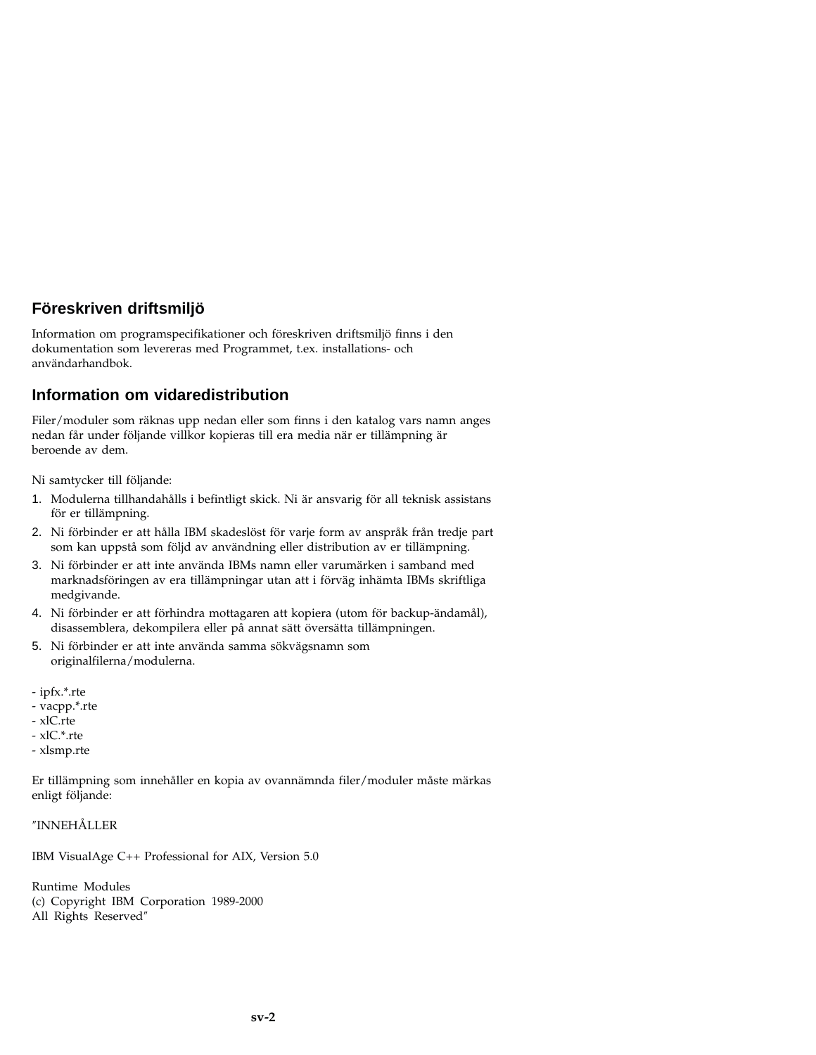## Föreskriven driftsmiljö

Information om programspecifikationer och föreskriven driftsmiljö finns i den dokumentation som levereras med Programmet, t.ex. installations- och användarhandbok.

## Information om vidaredistribution

Filer/moduler som räknas upp nedan eller som finns i den katalog vars namn anges nedan får under följande villkor kopieras till era media när er tillämpning är beroende av dem.

Ni samtycker till följande:

1. Modulerna tillhandahålls i befintligt skick. Ni är ansvarig för all teknisk assistans för er tillämpning.
2. Ni förbinder er att hålla IBM skadeslöst för varje form av anspråk från tredje part som kan uppstå som följd av användning eller distribution av er tillämpning.
3. Ni förbinder er att inte använda IBMs namn eller varumärken i samband med marknadsföringen av era tillämpningar utan att i förväg inhämta IBMs skriftliga medgivande.
4. Ni förbinder er att förhindra mottagaren att kopiera (utom för backup-ändamål), disassemblera, dekompilera eller på annat sätt översätta tillämpningen.
5. Ni förbinder er att inte använda samma sökvägsnamn som originalfilerna/modulerna.

- ipfx.*.rte
- vacpp.*.rte
- xlC.rte
- xlC.*.rte
- xlsmp.rte

Er tillämpning som innehåller en kopia av ovannämnda filer/moduler måste märkas enligt följande:

"INNEHÅLLER

IBM VisualAge C++ Professional for AIX, Version 5.0

Runtime Modules
(c) Copyright IBM Corporation 1989-2000
All Rights Reserved"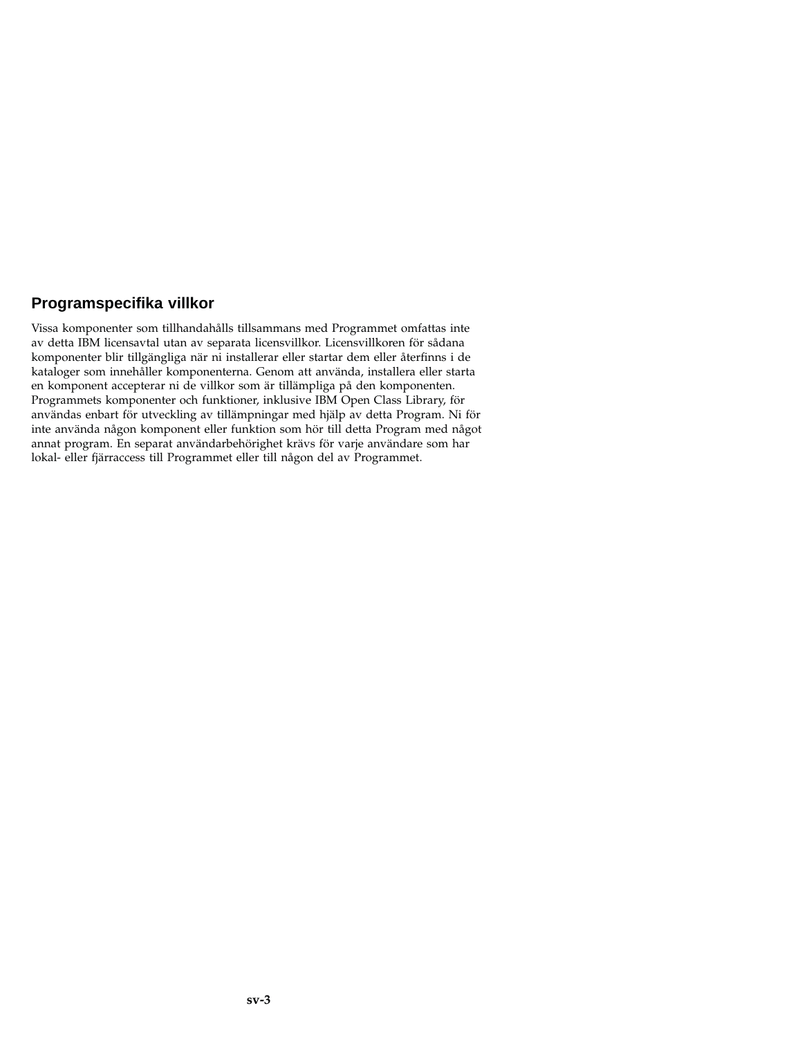## Programspecifika villkor

Vissa komponenter som tillhandahålls tillsammans med Programmet omfattas inte av detta IBM licensavtal utan av separata licensvillkor. Licensvillkoren för sådana komponenter blir tillgängliga när ni installerar eller startar dem eller återfinns i de kataloger som innehåller komponenterna. Genom att använda, installera eller starta en komponent accepterar ni de villkor som är tillämpliga på den komponenten. Programmets komponenter och funktioner, inklusive IBM Open Class Library, för användas enbart för utveckling av tillämpningar med hjälp av detta Program. Ni för inte använda någon komponent eller funktion som hör till detta Program med något annat program. En separat användarbehörighet krävs för varje användare som har lokal- eller fjärraccess till Programmet eller till någon del av Programmet.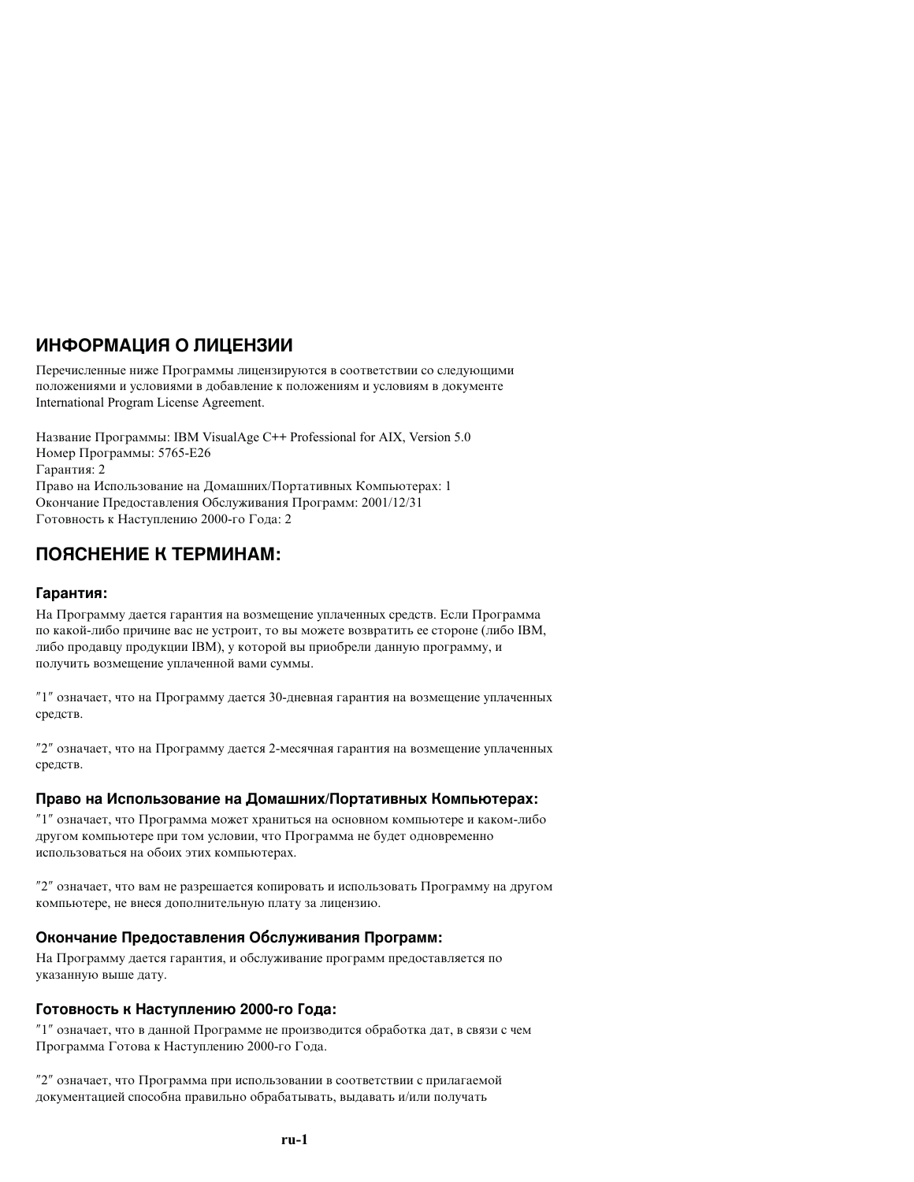## ИНФОРМАЦИЯ О ЛИЦЕНЗИИ

Перечисленные ниже Программы лицензируются в соответствии со следующими положениями и условиями в добавление к положениям и условиям в документе International Program License Agreement.

Название Программы: IBM VisualAge C++ Professional for AIX, Version 5.0
Номер Программы: 5765-E26
Гарантия: 2
Право на Использование на Домашних/Портативных Компьютерах: 1
Окончание Предоставления Обслуживания Программ: 2001/12/31
Готовность к Наступлению 2000-го Года: 2

## ПОЯСНЕНИЕ К ТЕРМИНАМ:

### Гарантия:

На Программу дается гарантия на возмещение уплаченных средств. Если Программа по какой-либо причине вас не устроит, то вы можете возвратить ее стороне (либо IBM, либо продавцу продукции IBM), у которой вы приобрели данную программу, и получить возмещение уплаченной вами суммы.

″1″ означает, что на Программу дается 30-дневная гарантия на возмещение уплаченных средств.

″2″ означает, что на Программу дается 2-месячная гарантия на возмещение уплаченных средств.

### Право на Использование на Домашних/Портативных Компьютерах:

″1″ означает, что Программа может храниться на основном компьютере и каком-либо другом компьютере при том условии, что Программа не будет одновременно использоваться на обоих этих компьютерах.

″2″ означает, что вам не разрешается копировать и использовать Программу на другом компьютере, не внеся дополнительную плату за лицензию.

### Окончание Предоставления Обслуживания Программ:

На Программу дается гарантия, и обслуживание программ предоставляется по указанную выше дату.

### Готовность к Наступлению 2000-го Года:

″1″ означает, что в данной Программе не производится обработка дат, в связи с чем Программа Готова к Наступлению 2000-го Года.

″2″ означает, что Программа при использовании в соответствии с прилагаемой документацией способна правильно обрабатывать, выдавать и/или получать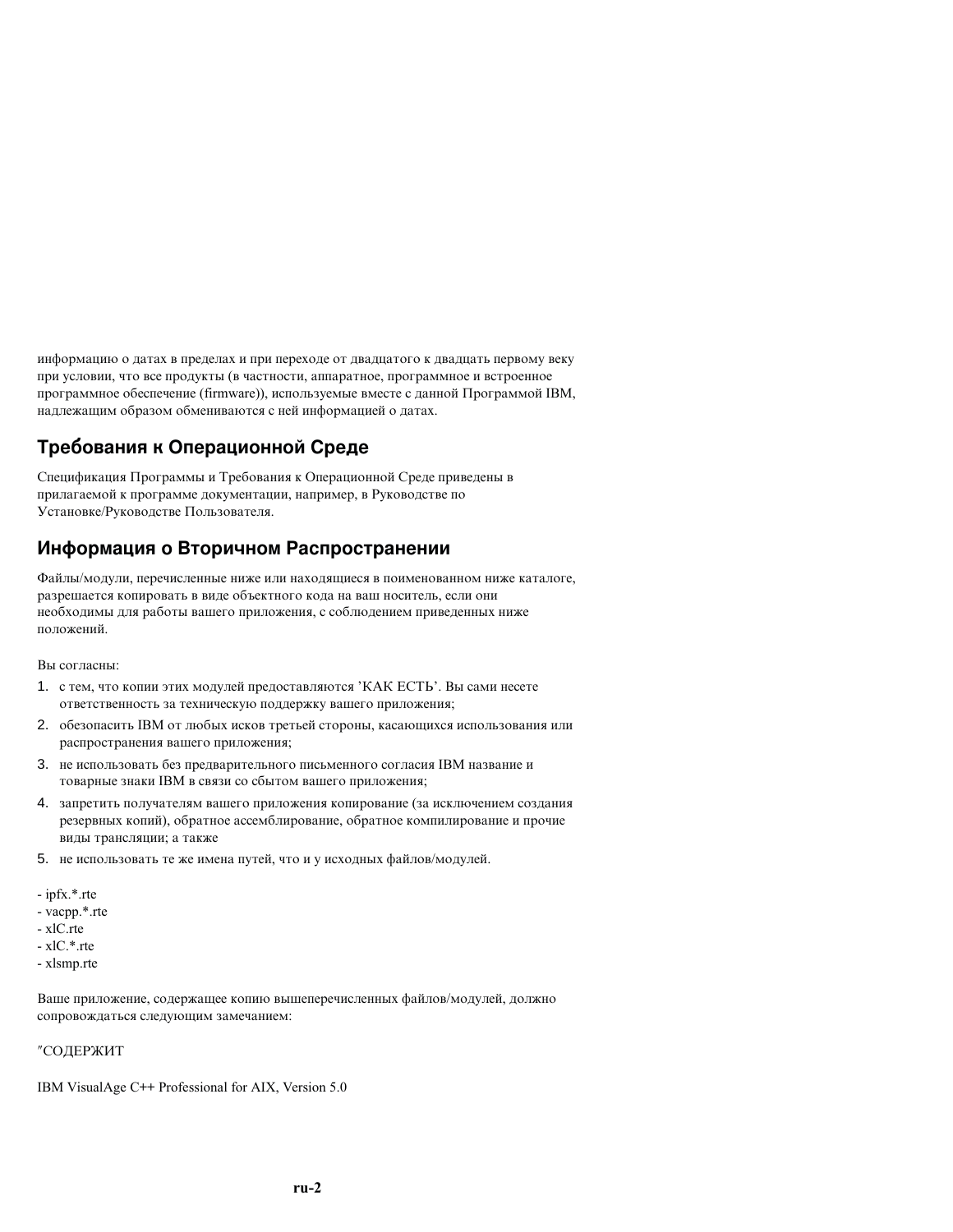информацию о датах в пределах и при переходе от двадцатого к двадцать первому веку при условии, что все продукты (в частности, аппаратное, программное и встроенное программное обеспечение (firmware)), используемые вместе с данной Программой IBM, надлежащим образом обмениваются с ней информацией о датах.

## Требования к Операционной Среде

Спецификация Программы и Требования к Операционной Среде приведены в прилагаемой к программе документации, например, в Руководстве по Установке/Руководстве Пользователя.

## Информация о Вторичном Распространении

Файлы/модули, перечисленные ниже или находящиеся в поименованном ниже каталоге, разрешается копировать в виде объектного кода на ваш носитель, если они необходимы для работы вашего приложения, с соблюдением приведенных ниже положений.

Вы согласны:

1. с тем, что копии этих модулей предоставляются 'КАК ЕСТЬ'. Вы сами несете ответственность за техническую поддержку вашего приложения;
2. обезопасить IBM от любых исков третьей стороны, касающихся использования или распространения вашего приложения;
3. не использовать без предварительного письменного согласия IBM название и товарные знаки IBM в связи со сбытом вашего приложения;
4. запретить получателям вашего приложения копирование (за исключением создания резервных копий), обратное ассемблирование, обратное компилирование и прочие виды трансляции; а также
5. не использовать те же имена путей, что и у исходных файлов/модулей.

- ipfx.*.rte
- vacpp.*.rte
- xlC.rte
- xlC.*.rte
- xlsmp.rte

Ваше приложение, содержащее копию вышеперечисленных файлов/модулей, должно сопровождаться следующим замечанием:

″СОДЕРЖИТ

IBM VisualAge C++ Professional for AIX, Version 5.0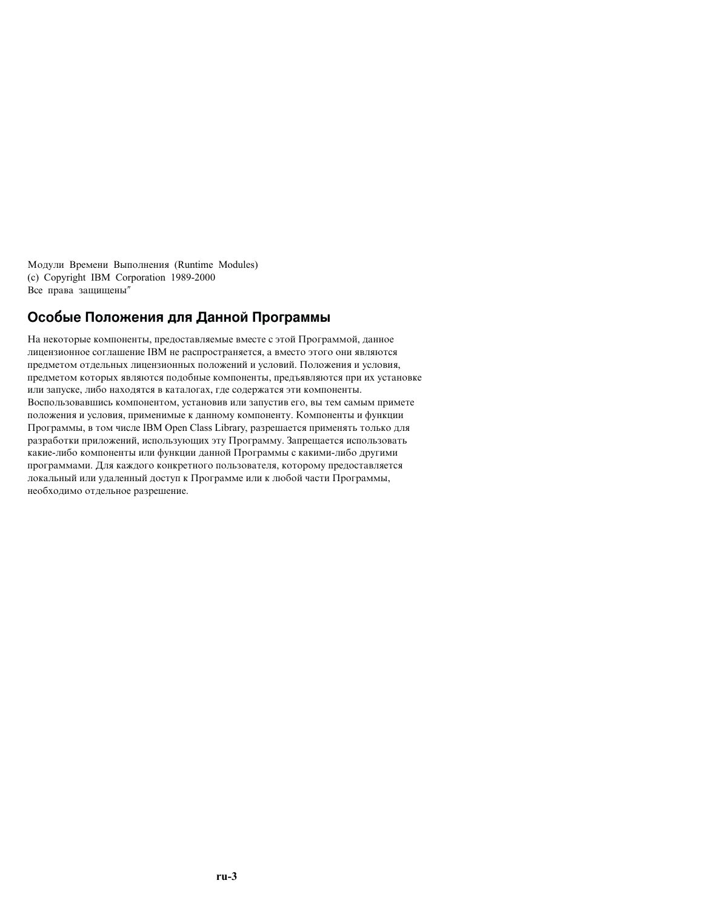Модули Времени Выполнения (Runtime Modules)
(c) Copyright IBM Corporation 1989-2000
Все права защищены"

## Особые Положения для Данной Программы

На некоторые компоненты, предоставляемые вместе с этой Программой, данное лицензионное соглашение IBM не распространяется, а вместо этого они являются предметом отдельных лицензионных положений и условий. Положения и условия, предметом которых являются подобные компоненты, предъявляются при их установке или запуске, либо находятся в каталогах, где содержатся эти компоненты. Воспользовавшись компонентом, установив или запустив его, вы тем самым примете положения и условия, применимые к данному компоненту. Компоненты и функции Программы, в том числе IBM Open Class Library, разрешается применять только для разработки приложений, использующих эту Программу. Запрещается использовать какие-либо компоненты или функции данной Программы с какими-либо другими программами. Для каждого конкретного пользователя, которому предоставляется локальный или удаленный доступ к Программе или к любой части Программы, необходимо отдельное разрешение.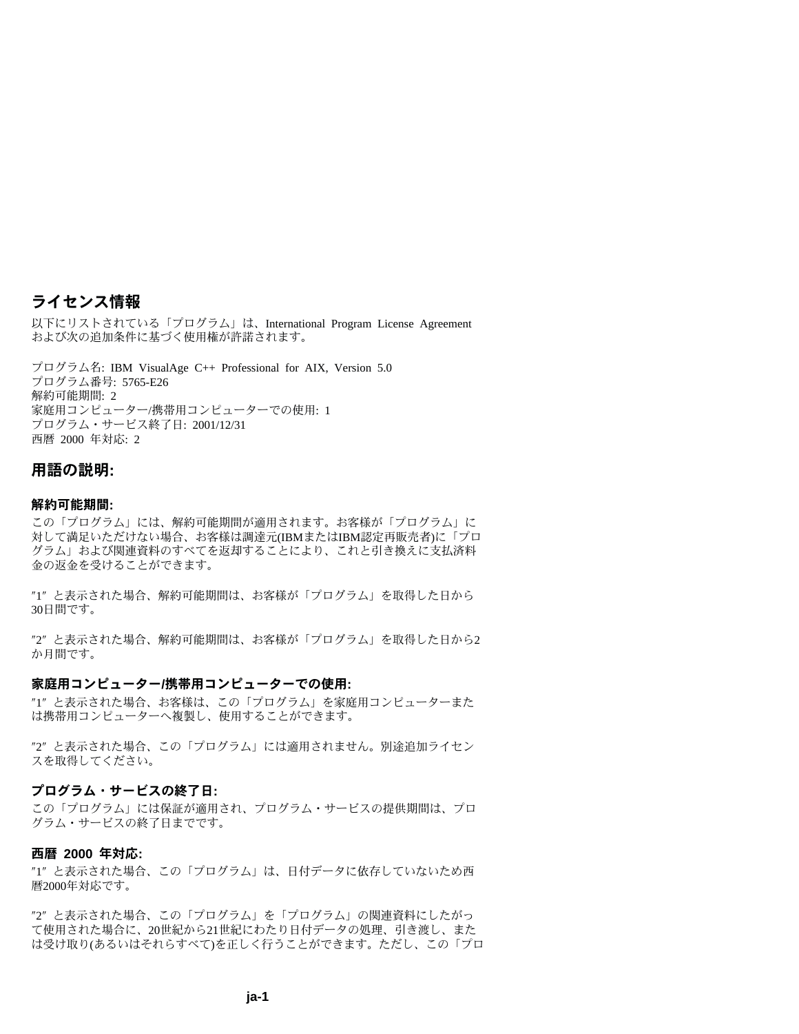## ライセンス情報

以下にリストされている「プログラム」は、International Program License Agreement および次の追加条件に基づく使用権が許諾されます。

プログラム名: IBM VisualAge C++ Professional for AIX, Version 5.0
プログラム番号: 5765-E26
解約可能期間: 2
家庭用コンピューター/携帯用コンピューターでの使用: 1
プログラム・サービス終了日: 2001/12/31
西暦 2000 年対応: 2

## 用語の説明:

### 解約可能期間:

この「プログラム」には、解約可能期間が適用されます。お客様が「プログラム」に対して満足いただけない場合、お客様は調達元(IBMまたはIBM認定再販売者)に「プログラム」および関連資料のすべてを返却することにより、これと引き換えに支払済料金の返金を受けることができます。

″1″ と表示された場合、解約可能期間は、お客様が「プログラム」を取得した日から30日間です。

″2″ と表示された場合、解約可能期間は、お客様が「プログラム」を取得した日から2か月間です。

### 家庭用コンピューター/携帯用コンピューターでの使用:

″1″ と表示された場合、お客様は、この「プログラム」を家庭用コンピューターまたは携帯用コンピューターへ複製し、使用することができます。

″2″ と表示された場合、この「プログラム」には適用されません。別途追加ライセンスを取得してください。

### プログラム・サービスの終了日:

この「プログラム」には保証が適用され、プログラム・サービスの提供期間は、プログラム・サービスの終了日までです。

### 西暦 2000 年対応:

″1″ と表示された場合、この「プログラム」は、日付データに依存していないため西暦2000年対応です。

″2″ と表示された場合、この「プログラム」を「プログラム」の関連資料にしたがって使用された場合に、20世紀から21世紀にわたり日付データの処理、引き渡し、または受け取り(あるいはそれらすべて)を正しく行うことができます。ただし、この「プロ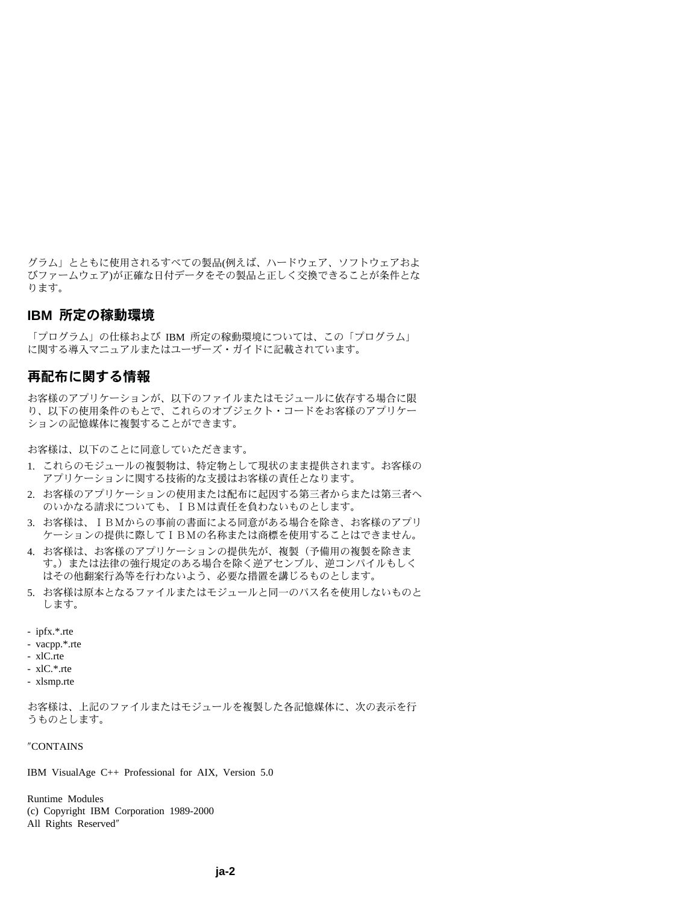グラム」とともに使用されるすべての製品(例えば、ハードウェア、ソフトウェアおよびファームウェア)が正確な日付データをその製品と正しく交換できることが条件となります。

## IBM 所定の稼動環境

「プログラム」の仕様および IBM 所定の稼動環境については、この「プログラム」に関する導入マニュアルまたはユーザーズ・ガイドに記載されています。

## 再配布に関する情報

お客様のアプリケーションが、以下のファイルまたはモジュールに依存する場合に限り、以下の使用条件のもとで、これらのオブジェクト・コードをお客様のアプリケーションの記憶媒体に複製することができます。

お客様は、以下のことに同意していただきます。

1. これらのモジュールの複製物は、特定物として現状のまま提供されます。お客様のアプリケーションに関する技術的な支援はお客様の責任となります。
2. お客様のアプリケーションの使用または配布に起因する第三者からまたは第三者へのいかなる請求についても、ＩＢＭは責任を負わないものとします。
3. お客様は、ＩＢＭからの事前の書面による同意がある場合を除き、お客様のアプリケーションの提供に際してＩＢＭの名称または商標を使用することはできません。
4. お客様は、お客様のアプリケーションの提供先が、複製（予備用の複製を除きます。）または法律の強行規定のある場合を除く逆アセンブル、逆コンパイルもしくはその他翻案行為等を行わないよう、必要な措置を講じるものとします。
5. お客様は原本となるファイルまたはモジュールと同一のパス名を使用しないものとします。

- ipfx.*.rte
- vacpp.*.rte
- xlC.rte
- xlC.*.rte
- xlsmp.rte

お客様は、上記のファイルまたはモジュールを複製した各記憶媒体に、次の表示を行うものとします。

″CONTAINS

IBM VisualAge C++ Professional for AIX, Version 5.0

Runtime Modules
(c) Copyright IBM Corporation 1989-2000
All Rights Reserved″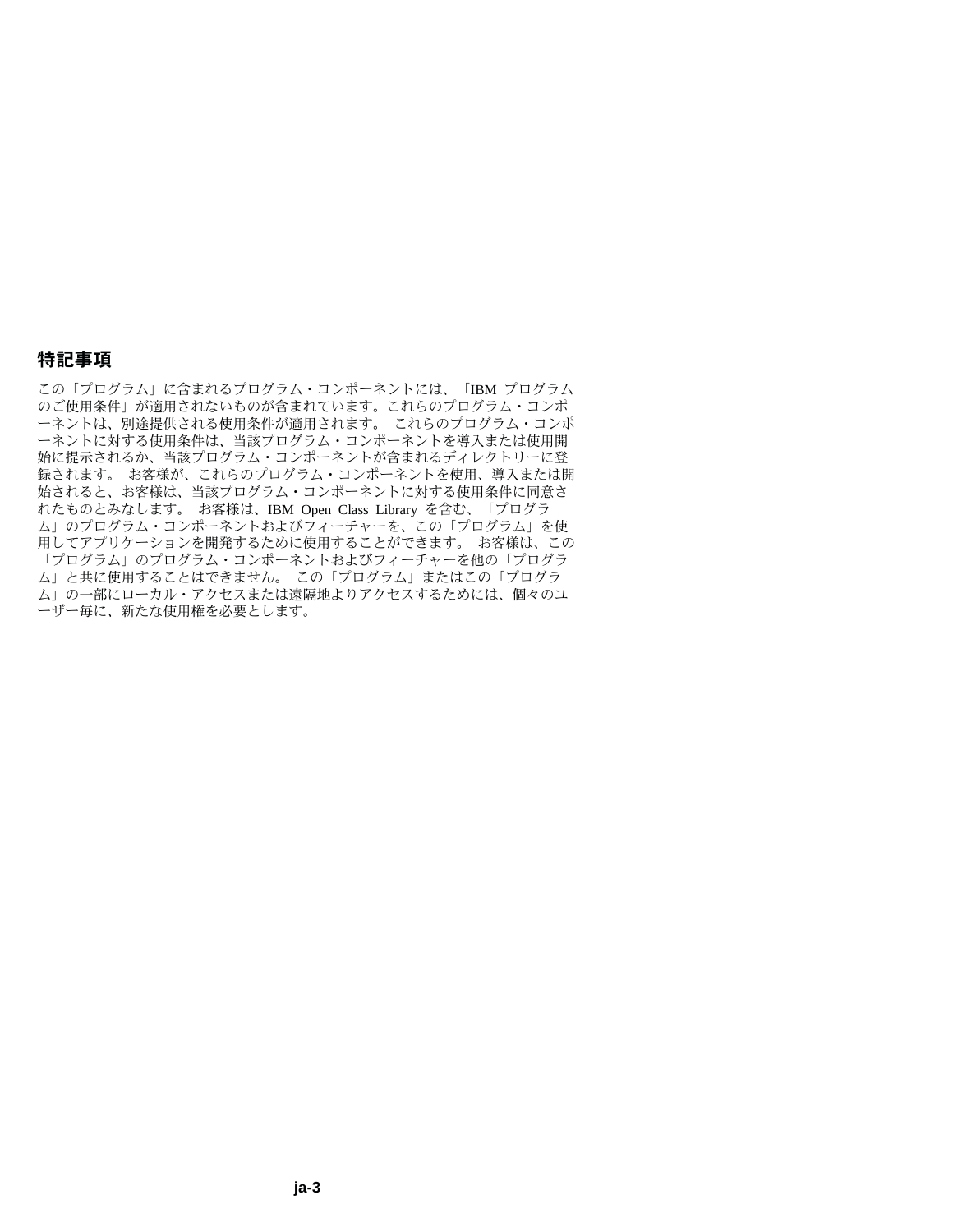## 特記事項

この「プログラム」に含まれるプログラム・コンポーネントには、「IBM プログラムのご使用条件」が適用されないものが含まれています。これらのプログラム・コンポーネントは、別途提供される使用条件が適用されます。 これらのプログラム・コンポーネントに対する使用条件は、当該プログラム・コンポーネントを導入または使用開始に提示されるか、当該プログラム・コンポーネントが含まれるディレクトリーに登録されます。 お客様が、これらのプログラム・コンポーネントを使用、導入または開始されると、お客様は、当該プログラム・コンポーネントに対する使用条件に同意されたものとみなします。 お客様は、IBM Open Class Library を含む、「プログラム」のプログラム・コンポーネントおよびフィーチャーを、この「プログラム」を使用してアプリケーションを開発するために使用することができます。 お客様は、この「プログラム」のプログラム・コンポーネントおよびフィーチャーを他の「プログラム」と共に使用することはできません。 この「プログラム」またはこの「プログラム」の一部にローカル・アクセスまたは遠隔地よりアクセスするためには、個々のユーザー毎に、新たな使用権を必要とします。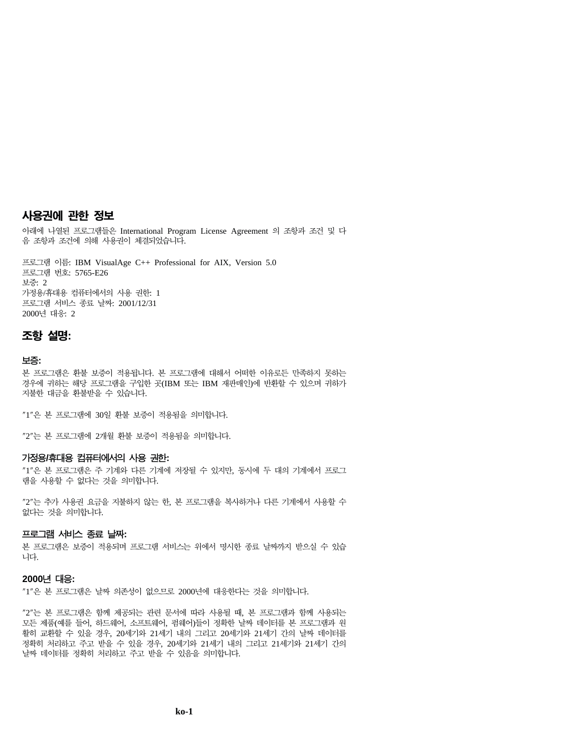## 사용권에 관한 정보

아래에 나열된 프로그램들은 International Program License Agreement 의 조항과 조건 및 다음 조항과 조건에 의해 사용권이 체결되었습니다.

프로그램 이름: IBM VisualAge C++ Professional for AIX, Version 5.0
프로그램 번호: 5765-E26
보증: 2
가정용/휴대용 컴퓨터에서의 사용 권한: 1
프로그램 서비스 종료 날짜: 2001/12/31
2000년 대응: 2

## 조항 설명:

### 보증:

본 프로그램은 환불 보증이 적용됩니다. 본 프로그램에 대해서 어떠한 이유로든 만족하지 못하는 경우에 귀하는 해당 프로그램을 구입한 곳(IBM 또는 IBM 재판매인)에 반환할 수 있으며 귀하가 지불한 대금을 환불받을 수 있습니다.

″1″은 본 프로그램에 30일 환불 보증이 적용됨을 의미합니다.

″2″는 본 프로그램에 2개월 환불 보증이 적용됨을 의미합니다.

### 가정용/휴대용 컴퓨터에서의 사용 권한:

″1″은 본 프로그램은 주 기계와 다른 기계에 저장될 수 있지만, 동시에 두 대의 기계에서 프로그램을 사용할 수 없다는 것을 의미합니다.

″2″는 추가 사용권 요금을 지불하지 않는 한, 본 프로그램을 복사하거나 다른 기계에서 사용할 수 없다는 것을 의미합니다.

### 프로그램 서비스 종료 날짜:

본 프로그램은 보증이 적용되며 프로그램 서비스는 위에서 명시한 종료 날짜까지 받으실 수 있습니다.

### 2000년 대응:

″1″은 본 프로그램은 날짜 의존성이 없으므로 2000년에 대응한다는 것을 의미합니다.

″2″는 본 프로그램은 함께 제공되는 관련 문서에 따라 사용될 때, 본 프로그램과 함께 사용되는 모든 제품(예를 들어, 하드웨어, 소프트웨어, 펌웨어)들이 정확한 날짜 데이터를 본 프로그램과 원활히 교환할 수 있을 경우, 20세기와 21세기 내의 그리고 20세기와 21세기 간의 날짜 데이터를 정확히 처리하고 주고 받을 수 있을 경우, 20세기와 21세기 내의 그리고 21세기와 21세기 간의 날짜 데이터를 정확히 처리하고 주고 받을 수 있음을 의미합니다.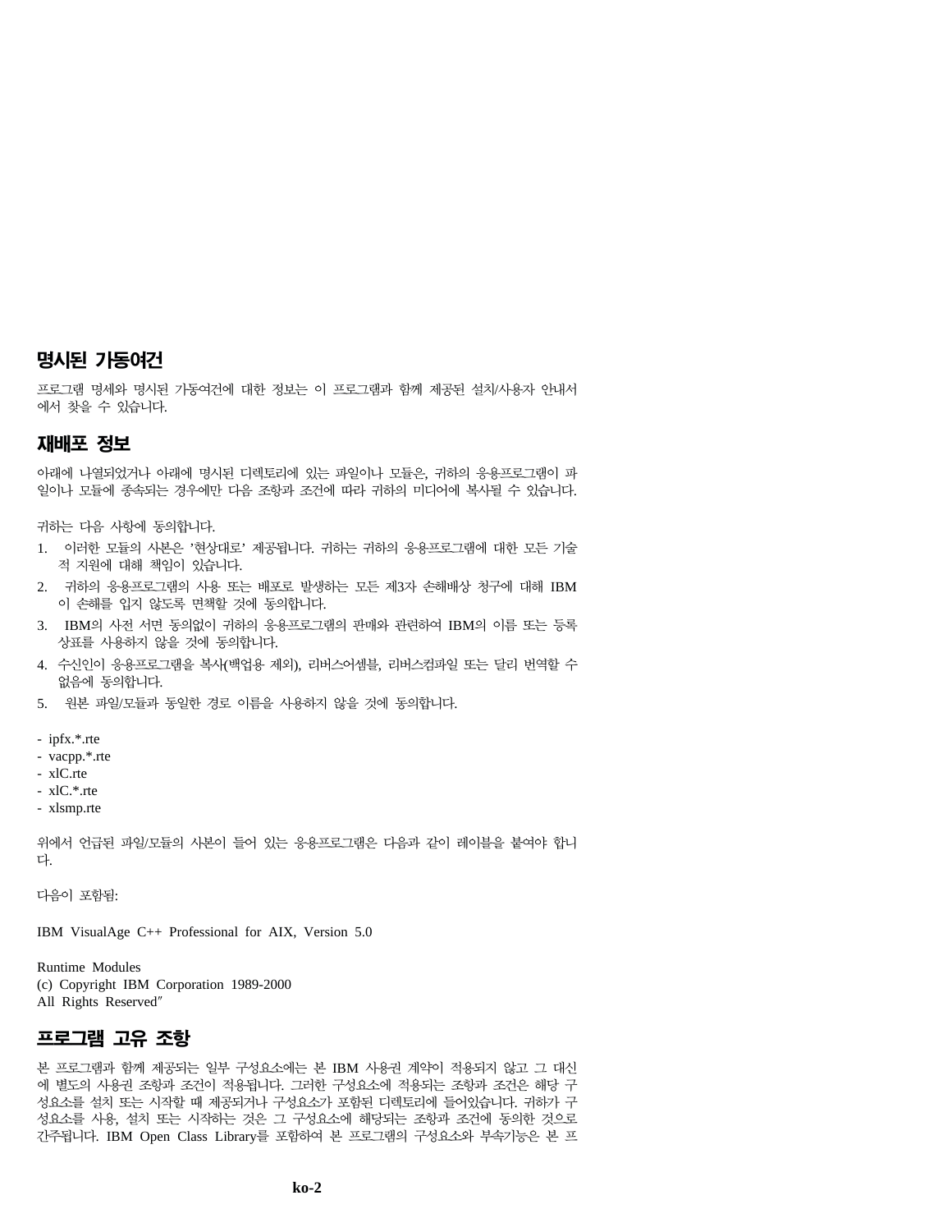## 명시된 가동여건

프로그램 명세와 명시된 가동여건에 대한 정보는 이 프로그램과 함께 제공된 설치/사용자 안내서에서 찾을 수 있습니다.

## 재배포 정보

아래에 나열되었거나 아래에 명시된 디렉토리에 있는 파일이나 모듈은, 귀하의 응용프로그램이 파일이나 모듈에 종속되는 경우에만 다음 조항과 조건에 따라 귀하의 미디어에 복사될 수 있습니다.

귀하는 다음 사항에 동의합니다.

1. 이러한 모듈의 사본은 '현상대로' 제공됩니다. 귀하는 귀하의 응용프로그램에 대한 모든 기술적 지원에 대해 책임이 있습니다.
2. 귀하의 응용프로그램의 사용 또는 배포로 발생하는 모든 제3자 손해배상 청구에 대해 IBM 이 손해를 입지 않도록 면책할 것에 동의합니다.
3. IBM의 사전 서면 동의없이 귀하의 응용프로그램의 판매와 관련하여 IBM의 이름 또는 등록 상표를 사용하지 않을 것에 동의합니다.
4. 수신인이 응용프로그램을 복사(백업용 제외), 리버스어셈블, 리버스컴파일 또는 달리 번역할 수 없음에 동의합니다.
5. 원본 파일/모듈과 동일한 경로 이름을 사용하지 않을 것에 동의합니다.

- ipfx.*.rte
- vacpp.*.rte
- xlC.rte
- xlC.*.rte
- xlsmp.rte

위에서 언급된 파일/모듈의 사본이 들어 있는 응용프로그램은 다음과 같이 레이블을 붙여야 합니다.

다음이 포함됨:

IBM VisualAge C++ Professional for AIX, Version 5.0

Runtime Modules
(c) Copyright IBM Corporation 1989-2000
All Rights Reserved"

## 프로그램 고유 조항

본 프로그램과 함께 제공되는 일부 구성요소에는 본 IBM 사용권 계약이 적용되지 않고 그 대신에 별도의 사용권 조항과 조건이 적용됩니다. 그러한 구성요소에 적용되는 조항과 조건은 해당 구성요소를 설치 또는 시작할 때 제공되거나 구성요소가 포함된 디렉토리에 들어있습니다. 귀하가 구성요소를 사용, 설치 또는 시작하는 것은 그 구성요소에 해당되는 조항과 조건에 동의한 것으로 간주됩니다. IBM Open Class Library를 포함하여 본 프로그램의 구성요소와 부속기능은 본 프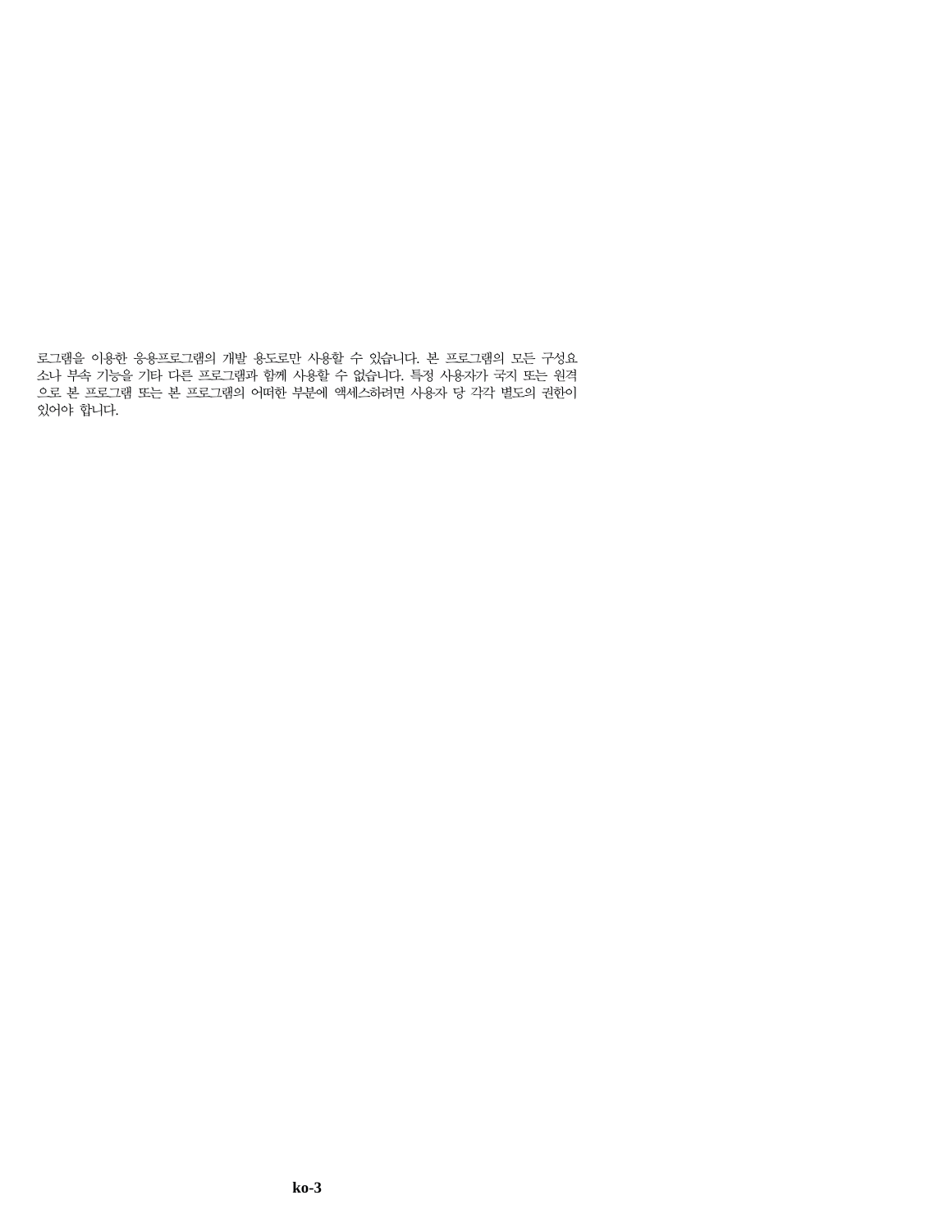로그램을 이용한 응용프로그램의 개발 용도로만 사용할 수 있습니다. 본 프로그램의 모든 구성요소나 부속 기능을 기타 다른 프로그램과 함께 사용할 수 없습니다. 특정 사용자가 국지 또는 원격으로 본 프로그램 또는 본 프로그램의 어떠한 부분에 액세스하려면 사용자 당 각각 별도의 권한이 있어야 합니다.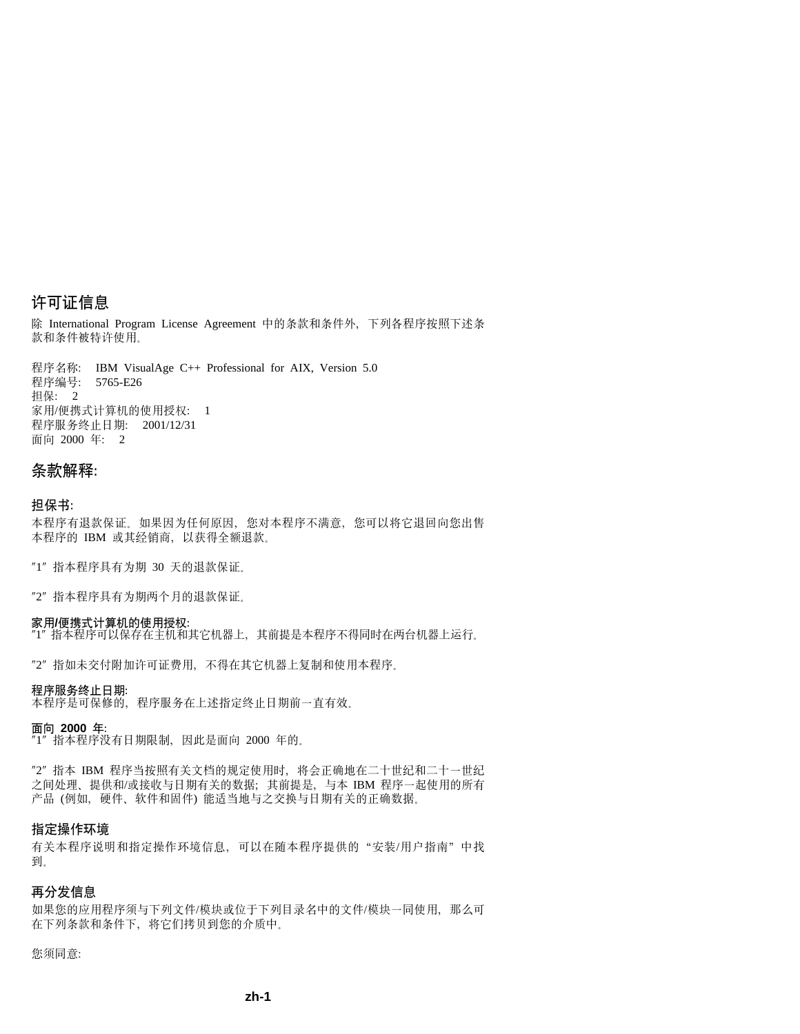## 许可证信息

除 International Program License Agreement 中的条款和条件外，下列各程序按照下述条款和条件被特许使用。

程序名称:　IBM VisualAge C++ Professional for AIX, Version 5.0
程序编号:　5765-E26
担保:　2
家用/便携式计算机的使用授权:　1
程序服务终止日期:　2001/12/31
面向 2000 年:　2

## 条款解释:

### 担保书:

本程序有退款保证。如果因为任何原因，您对本程序不满意，您可以将它退回向您出售本程序的 IBM 或其经销商，以获得全额退款。

″1″ 指本程序具有为期 30 天的退款保证。

″2″ 指本程序具有为期两个月的退款保证。

**家用/便携式计算机的使用授权:**
″1″ 指本程序可以保存在主机和其它机器上，其前提是本程序不得同时在两台机器上运行。

″2″ 指如未交付附加许可证费用，不得在其它机器上复制和使用本程序。

**程序服务终止日期:**
本程序是可保修的，程序服务在上述指定终止日期前一直有效。

**面向 2000 年:**
″1″ 指本程序没有日期限制，因此是面向 2000 年的。

″2″ 指本 IBM 程序当按照有关文档的规定使用时，将会正确地在二十世纪和二十一世纪之间处理、提供和/或接收与日期有关的数据；其前提是，与本 IBM 程序一起使用的所有产品 (例如，硬件、软件和固件) 能适当地与之交换与日期有关的正确数据。

### 指定操作环境

有关本程序说明和指定操作环境信息，可以在随本程序提供的“安装/用户指南”中找到。

### 再分发信息

如果您的应用程序须与下列文件/模块或位于下列目录名中的文件/模块一同使用，那么可在下列条款和条件下，将它们拷贝到您的介质中。

您须同意: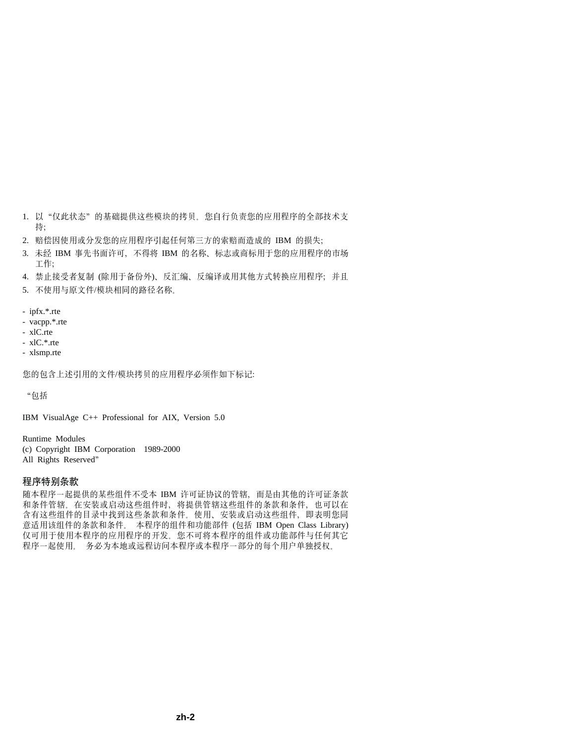1. 以“仅此状态”的基础提供这些模块的拷贝。您自行负责您的应用程序的全部技术支持;
2. 赔偿因使用或分发您的应用程序引起任何第三方的索赔而造成的 IBM 的损失;
3. 未经 IBM 事先书面许可，不得将 IBM 的名称、标志或商标用于您的应用程序的市场工作;
4. 禁止接受者复制 (除用于备份外)、反汇编、反编译或用其他方式转换应用程序; 并且
5. 不使用与原文件/模块相同的路径名称。

- ipfx.*.rte
- vacpp.*.rte
- xlC.rte
- xlC.*.rte
- xlsmp.rte

您的包含上述引用的文件/模块拷贝的应用程序必须作如下标记:

“包括

IBM VisualAge C++ Professional for AIX, Version 5.0

Runtime Modules
(c) Copyright IBM Corporation 1989-2000
All Rights Reserved”

## 程序特别条款

随本程序一起提供的某些组件不受本 IBM 许可证协议的管辖，而是由其他的许可证条款和条件管辖。在安装或启动这些组件时，将提供管辖这些组件的条款和条件，也可以在含有这些组件的目录中找到这些条款和条件。使用、安装或启动这些组件，即表明您同意适用该组件的条款和条件。 本程序的组件和功能部件 (包括 IBM Open Class Library) 仅可用于使用本程序的应用程序的开发。您不可将本程序的组件或功能部件与任何其它程序一起使用。 务必为本地或远程访问本程序或本程序一部分的每个用户单独授权。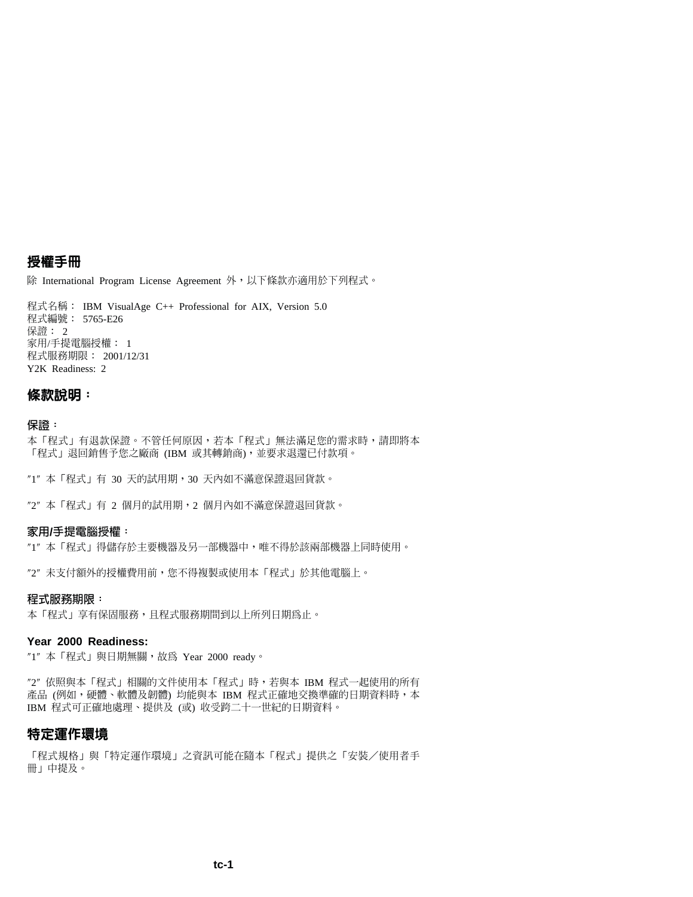## 授權手冊

除 International Program License Agreement 外，以下條款亦適用於下列程式。

程式名稱： IBM VisualAge C++ Professional for AIX, Version 5.0
程式編號： 5765-E26
保證： 2
家用/手提電腦授權： 1
程式服務期限： 2001/12/31
Y2K Readiness: 2

## 條款說明：

### 保證：

本「程式」有退款保證。不管任何原因，若本「程式」無法滿足您的需求時，請即將本「程式」退回銷售予您之廠商 (IBM 或其轉銷商)，並要求退還已付款項。

″1″ 本「程式」有 30 天的試用期，30 天內如不滿意保證退回貨款。

″2″ 本「程式」有 2 個月的試用期，2 個月內如不滿意保證退回貨款。

### 家用/手提電腦授權：

″1″ 本「程式」得儲存於主要機器及另一部機器中，唯不得於該兩部機器上同時使用。

″2″ 未支付額外的授權費用前，您不得複製或使用本「程式」於其他電腦上。

### 程式服務期限：

本「程式」享有保固服務，且程式服務期間到以上所列日期爲止。

### Year 2000 Readiness:

″1″ 本「程式」與日期無關，故爲 Year 2000 ready。

″2″ 依照與本「程式」相關的文件使用本「程式」時，若與本 IBM 程式一起使用的所有產品 (例如，硬體、軟體及韌體) 均能與本 IBM 程式正確地交換準確的日期資料時，本 IBM 程式可正確地處理、提供及 (或) 收受跨二十一世紀的日期資料。

## 特定運作環境

「程式規格」與「特定運作環境」之資訊可能在隨本「程式」提供之「安裝／使用者手冊」中提及。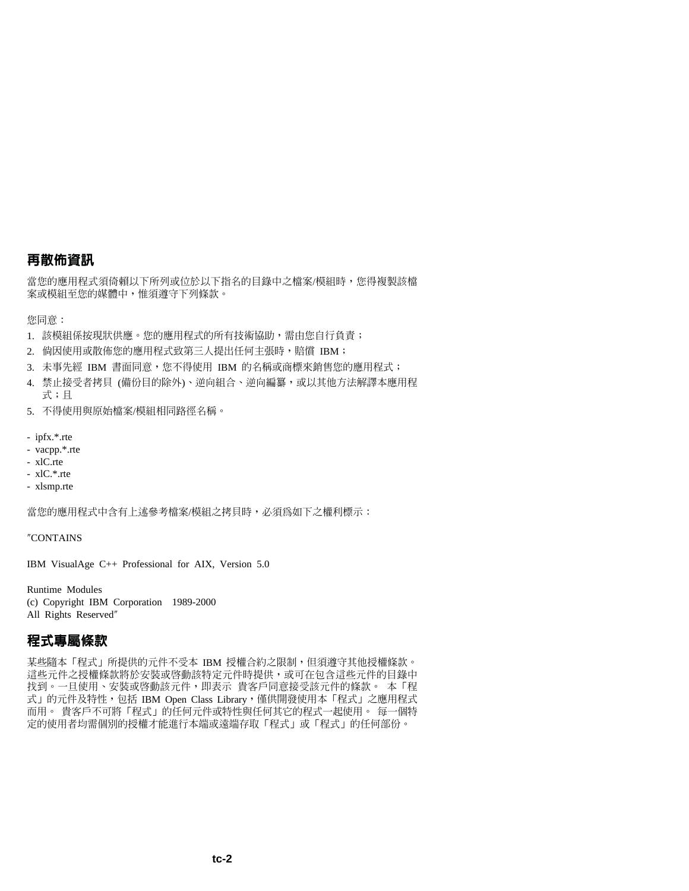## 再散佈資訊

當您的應用程式須倚賴以下所列或位於以下指名的目錄中之檔案/模組時，您得複製該檔案或模組至您的媒體中，惟須遵守下列條款。

您同意：

1. 該模組係按現狀供應。您的應用程式的所有技術協助，需由您自行負責；
2. 倘因使用或散佈您的應用程式致第三人提出任何主張時，賠償 IBM；
3. 未事先經 IBM 書面同意，您不得使用 IBM 的名稱或商標來銷售您的應用程式；
4. 禁止接受者拷貝 (備份目的除外)、逆向組合、逆向編纂，或以其他方法解譯本應用程式；且
5. 不得使用與原始檔案/模組相同路徑名稱。

- ipfx.*.rte
- vacpp.*.rte
- xlC.rte
- xlC.*.rte
- xlsmp.rte

當您的應用程式中含有上述參考檔案/模組之拷貝時，必須為如下之權利標示：

″CONTAINS

IBM VisualAge C++ Professional for AIX, Version 5.0

Runtime Modules
(c) Copyright IBM Corporation 1989-2000
All Rights Reserved″

## 程式專屬條款

某些隨本「程式」所提供的元件不受本 IBM 授權合約之限制，但須遵守其他授權條款。這些元件之授權條款將於安裝或啟動該特定元件時提供，或可在包含這些元件的目錄中找到。一旦使用、安裝或啟動該元件，即表示 貴客戶同意接受該元件的條款。 本「程式」的元件及特性，包括 IBM Open Class Library，僅供開發使用本「程式」之應用程式而用。 貴客戶不可將「程式」的任何元件或特性與任何其它的程式一起使用。 每一個特定的使用者均需個別的授權才能進行本端或遠端存取「程式」或「程式」的任何部份。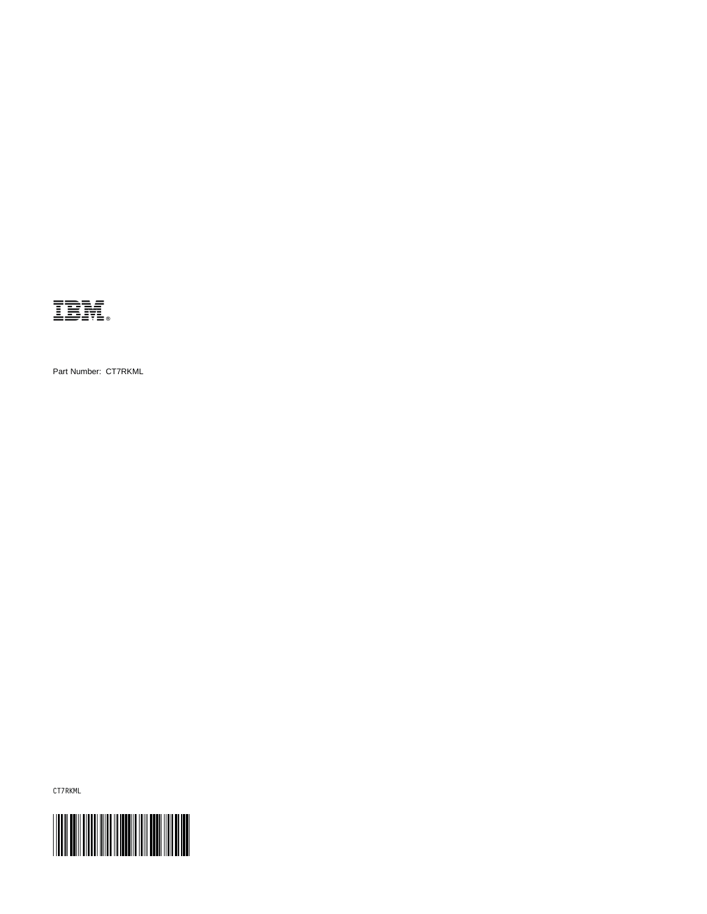IBM®

Part Number: CT7RKML

CT7RKML